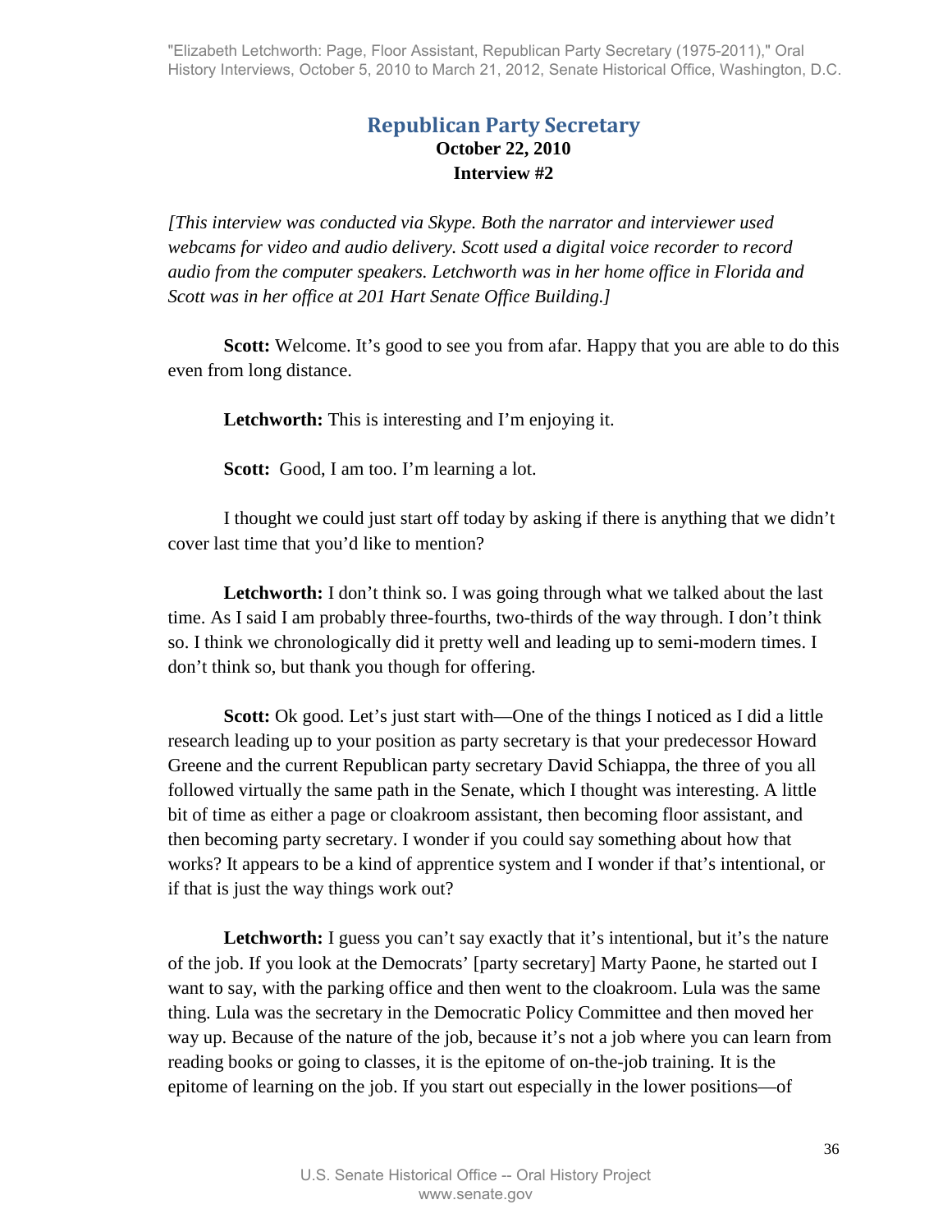## Republican Party Secretary

**October 22, 2010**

**Interview #2**

*[This interview was conducted via Skype. Both the narrator and interviewer used webcams for video and audio delivery. Scott used a digital voice recorder to record audio from the computer speakers. Letchworth was in her home office in Florida and Scott was in her office at 201 Hart Senate Office Building.]*

**Scott:** Welcome. It's good to see you from afar. Happy that you are able to do this even from long distance.

**Letchworth:** This is interesting and I'm enjoying it.

**Scott:** Good, I am too. I'm learning a lot.

I thought we could just start off today by asking if there is anything that we didn't cover last time that you'd like to mention?

**Letchworth:** I don't think so. I was going through what we talked about the last time. As I said I am probably three-fourths, two-thirds of the way through. I don't think so. I think we chronologically did it pretty well and leading up to semi-modern times. I don't think so, but thank you though for offering.

**Scott:** Ok good. Let's just start with—One of the things I noticed as I did a little research leading up to your position as party secretary is that your predecessor Howard Greene and the current Republican party secretary David Schiappa, the three of you all followed virtually the same path in the Senate, which I thought was interesting. A little bit of time as either a page or cloakroom assistant, then becoming floor assistant, and then becoming party secretary. I wonder if you could say something about how that works? It appears to be a kind of apprentice system and I wonder if that's intentional, or if that is just the way things work out?

**Letchworth:** I guess you can't say exactly that it's intentional, but it's the nature of the job. If you look at the Democrats' [party secretary] Marty Paone, he started out I want to say, with the parking office and then went to the cloakroom. Lula was the same thing. Lula was the secretary in the Democratic Policy Committee and then moved her way up. Because of the nature of the job, because it's not a job where you can learn from reading books or going to classes, it is the epitome of on-the-job training. It is the epitome of learning on the job. If you start out especially in the lower positions—of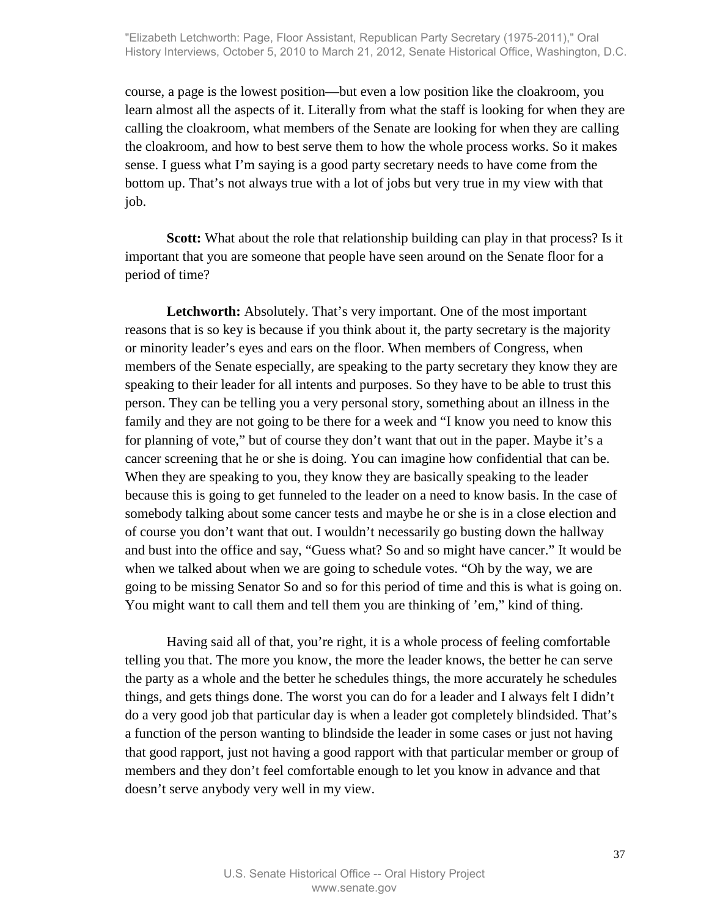course, a page is the lowest position—but even a low position like the cloakroom, you learn almost all the aspects of it. Literally from what the staff is looking for when they are calling the cloakroom, what members of the Senate are looking for when they are calling the cloakroom, and how to best serve them to how the whole process works. So it makes sense. I guess what I'm saying is a good party secretary needs to have come from the bottom up. That's not always true with a lot of jobs but very true in my view with that job.

**Scott:** What about the role that relationship building can play in that process? Is it important that you are someone that people have seen around on the Senate floor for a period of time?

**Letchworth:** Absolutely. That's very important. One of the most important reasons that is so key is because if you think about it, the party secretary is the majority or minority leader's eyes and ears on the floor. When members of Congress, when members of the Senate especially, are speaking to the party secretary they know they are speaking to their leader for all intents and purposes. So they have to be able to trust this person. They can be telling you a very personal story, something about an illness in the family and they are not going to be there for a week and "I know you need to know this for planning of vote," but of course they don't want that out in the paper. Maybe it's a cancer screening that he or she is doing. You can imagine how confidential that can be. When they are speaking to you, they know they are basically speaking to the leader because this is going to get funneled to the leader on a need to know basis. In the case of somebody talking about some cancer tests and maybe he or she is in a close election and of course you don't want that out. I wouldn't necessarily go busting down the hallway and bust into the office and say, "Guess what? So and so might have cancer." It would be when we talked about when we are going to schedule votes. "Oh by the way, we are going to be missing Senator So and so for this period of time and this is what is going on. You might want to call them and tell them you are thinking of 'em," kind of thing.

Having said all of that, you're right, it is a whole process of feeling comfortable telling you that. The more you know, the more the leader knows, the better he can serve the party as a whole and the better he schedules things, the more accurately he schedules things, and gets things done. The worst you can do for a leader and I always felt I didn't do a very good job that particular day is when a leader got completely blindsided. That's a function of the person wanting to blindside the leader in some cases or just not having that good rapport, just not having a good rapport with that particular member or group of members and they don't feel comfortable enough to let you know in advance and that doesn't serve anybody very well in my view.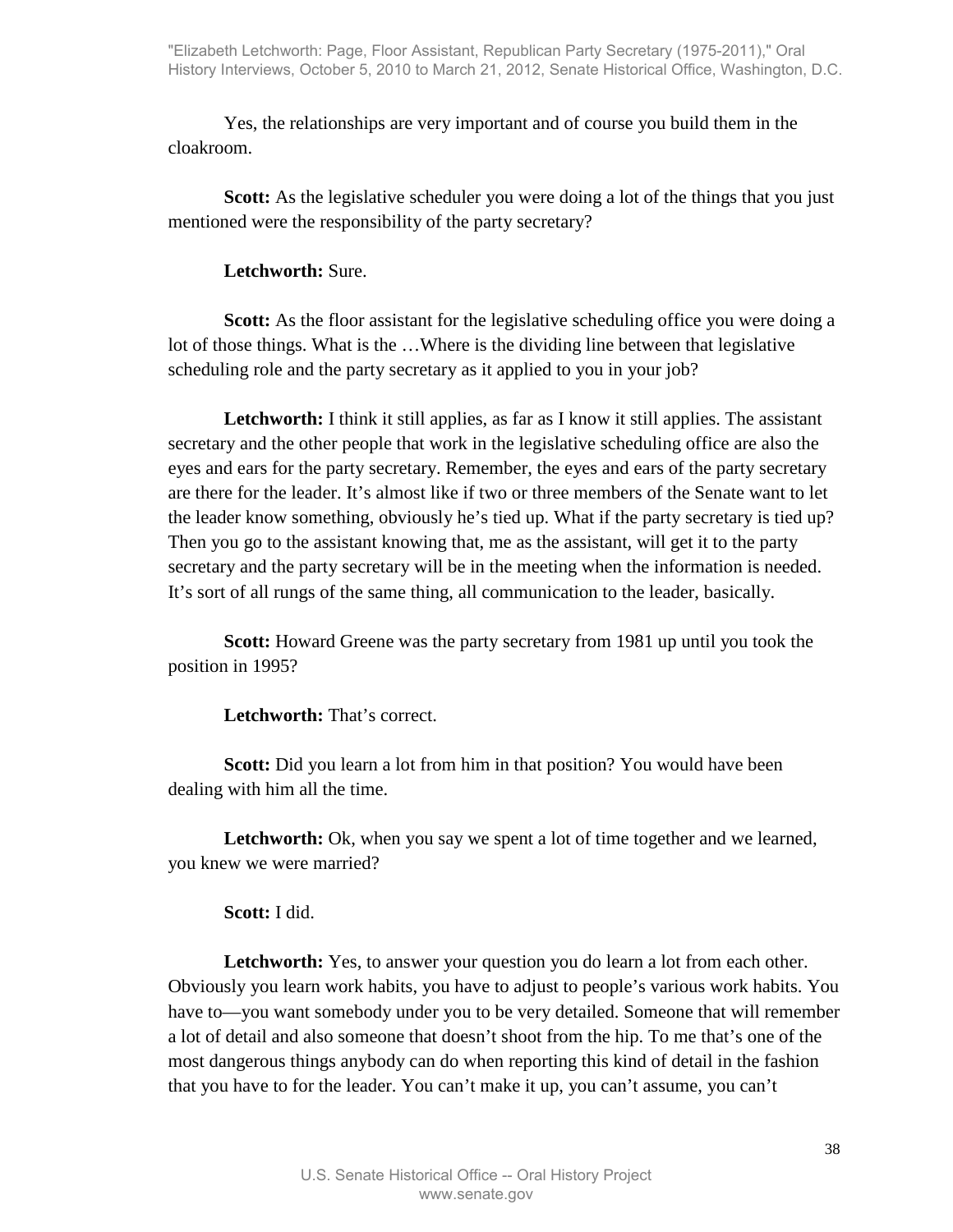Yes, the relationships are very important and of course you build them in the cloakroom.

**Scott:** As the legislative scheduler you were doing a lot of the things that you just mentioned were the responsibility of the party secretary?

**Letchworth:** Sure.

**Scott:** As the floor assistant for the legislative scheduling office you were doing a lot of those things. What is the …Where is the dividing line between that legislative scheduling role and the party secretary as it applied to you in your job?

**Letchworth:** I think it still applies, as far as I know it still applies. The assistant secretary and the other people that work in the legislative scheduling office are also the eyes and ears for the party secretary. Remember, the eyes and ears of the party secretary are there for the leader. It's almost like if two or three members of the Senate want to let the leader know something, obviously he's tied up. What if the party secretary is tied up? Then you go to the assistant knowing that, me as the assistant, will get it to the party secretary and the party secretary will be in the meeting when the information is needed. It's sort of all rungs of the same thing, all communication to the leader, basically.

**Scott:** Howard Greene was the party secretary from 1981 up until you took the position in 1995?

**Letchworth:** That's correct.

**Scott:** Did you learn a lot from him in that position? You would have been dealing with him all the time.

**Letchworth:** Ok, when you say we spent a lot of time together and we learned, you knew we were married?

**Scott:** I did.

**Letchworth:** Yes, to answer your question you do learn a lot from each other. Obviously you learn work habits, you have to adjust to people's various work habits. You have to—you want somebody under you to be very detailed. Someone that will remember a lot of detail and also someone that doesn't shoot from the hip. To me that's one of the most dangerous things anybody can do when reporting this kind of detail in the fashion that you have to for the leader. You can't make it up, you can't assume, you can't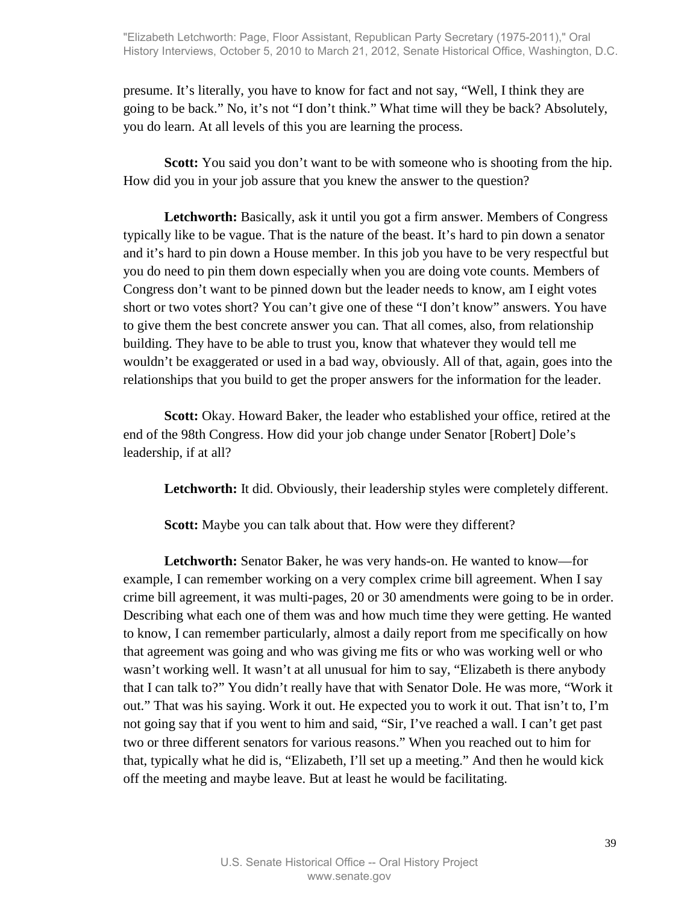presume. It's literally, you have to know for fact and not say, "Well, I think they are going to be back." No, it's not "I don't think." What time will they be back? Absolutely, you do learn. At all levels of this you are learning the process.

**Scott:** You said you don't want to be with someone who is shooting from the hip. How did you in your job assure that you knew the answer to the question?

**Letchworth:** Basically, ask it until you got a firm answer. Members of Congress typically like to be vague. That is the nature of the beast. It's hard to pin down a senator and it's hard to pin down a House member. In this job you have to be very respectful but you do need to pin them down especially when you are doing vote counts. Members of Congress don't want to be pinned down but the leader needs to know, am I eight votes short or two votes short? You can't give one of these "I don't know" answers. You have to give them the best concrete answer you can. That all comes, also, from relationship building. They have to be able to trust you, know that whatever they would tell me wouldn't be exaggerated or used in a bad way, obviously. All of that, again, goes into the relationships that you build to get the proper answers for the information for the leader.

**Scott:** Okay. Howard Baker, the leader who established your office, retired at the end of the 98th Congress. How did your job change under Senator [Robert] Dole's leadership, if at all?

**Letchworth:** It did. Obviously, their leadership styles were completely different.

**Scott:** Maybe you can talk about that. How were they different?

**Letchworth:** Senator Baker, he was very hands-on. He wanted to know—for example, I can remember working on a very complex crime bill agreement. When I say crime bill agreement, it was multi-pages, 20 or 30 amendments were going to be in order. Describing what each one of them was and how much time they were getting. He wanted to know, I can remember particularly, almost a daily report from me specifically on how that agreement was going and who was giving me fits or who was working well or who wasn't working well. It wasn't at all unusual for him to say, "Elizabeth is there anybody that I can talk to?" You didn't really have that with Senator Dole. He was more, "Work it out." That was his saying. Work it out. He expected you to work it out. That isn't to, I'm not going say that if you went to him and said, "Sir, I've reached a wall. I can't get past two or three different senators for various reasons." When you reached out to him for that, typically what he did is, "Elizabeth, I'll set up a meeting." And then he would kick off the meeting and maybe leave. But at least he would be facilitating.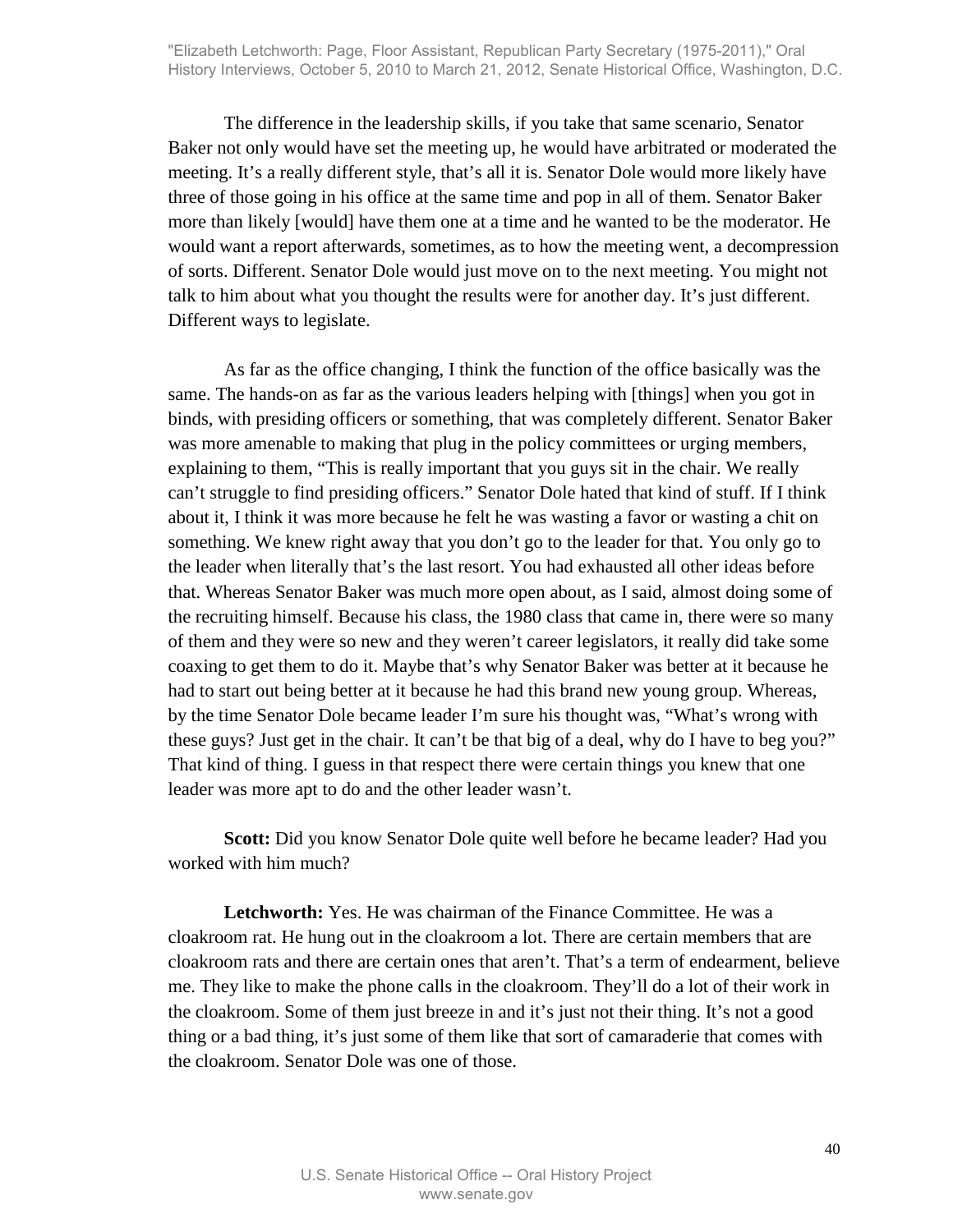The difference in the leadership skills, if you take that same scenario, Senator Baker not only would have set the meeting up, he would have arbitrated or moderated the meeting. It's a really different style, that's all it is. Senator Dole would more likely have three of those going in his office at the same time and pop in all of them. Senator Baker more than likely [would] have them one at a time and he wanted to be the moderator. He would want a report afterwards, sometimes, as to how the meeting went, a decompression of sorts. Different. Senator Dole would just move on to the next meeting. You might not talk to him about what you thought the results were for another day. It's just different. Different ways to legislate.

As far as the office changing, I think the function of the office basically was the same. The hands-on as far as the various leaders helping with [things] when you got in binds, with presiding officers or something, that was completely different. Senator Baker was more amenable to making that plug in the policy committees or urging members, explaining to them, "This is really important that you guys sit in the chair. We really can't struggle to find presiding officers." Senator Dole hated that kind of stuff. If I think about it, I think it was more because he felt he was wasting a favor or wasting a chit on something. We knew right away that you don't go to the leader for that. You only go to the leader when literally that's the last resort. You had exhausted all other ideas before that. Whereas Senator Baker was much more open about, as I said, almost doing some of the recruiting himself. Because his class, the 1980 class that came in, there were so many of them and they were so new and they weren't career legislators, it really did take some coaxing to get them to do it. Maybe that's why Senator Baker was better at it because he had to start out being better at it because he had this brand new young group. Whereas, by the time Senator Dole became leader I'm sure his thought was, "What's wrong with these guys? Just get in the chair. It can't be that big of a deal, why do I have to beg you?" That kind of thing. I guess in that respect there were certain things you knew that one leader was more apt to do and the other leader wasn't.

**Scott:** Did you know Senator Dole quite well before he became leader? Had you worked with him much?

**Letchworth:** Yes. He was chairman of the Finance Committee. He was a cloakroom rat. He hung out in the cloakroom a lot. There are certain members that are cloakroom rats and there are certain ones that aren't. That's a term of endearment, believe me. They like to make the phone calls in the cloakroom. They'll do a lot of their work in the cloakroom. Some of them just breeze in and it's just not their thing. It's not a good thing or a bad thing, it's just some of them like that sort of camaraderie that comes with the cloakroom. Senator Dole was one of those.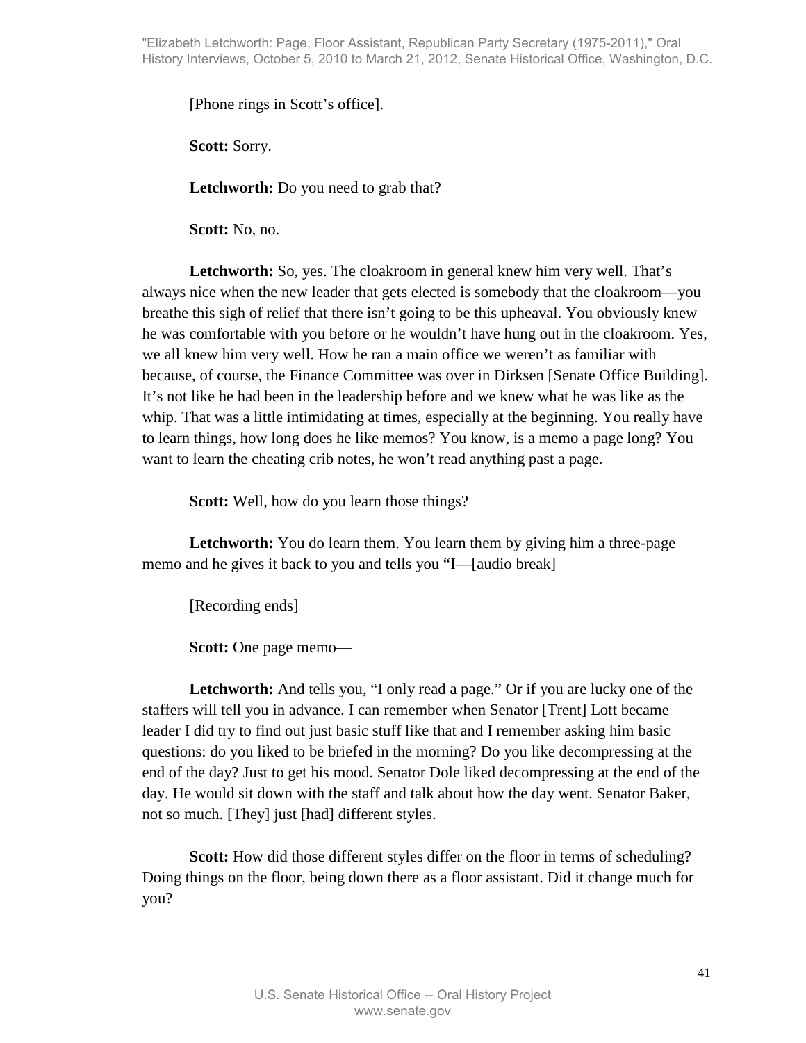[Phone rings in Scott's office].

**Scott:** Sorry.

**Letchworth:** Do you need to grab that?

**Scott:** No, no.

**Letchworth:** So, yes. The cloakroom in general knew him very well. That's always nice when the new leader that gets elected is somebody that the cloakroom—you breathe this sigh of relief that there isn't going to be this upheaval. You obviously knew he was comfortable with you before or he wouldn't have hung out in the cloakroom. Yes, we all knew him very well. How he ran a main office we weren't as familiar with because, of course, the Finance Committee was over in Dirksen [Senate Office Building]. It's not like he had been in the leadership before and we knew what he was like as the whip. That was a little intimidating at times, especially at the beginning. You really have to learn things, how long does he like memos? You know, is a memo a page long? You want to learn the cheating crib notes, he won't read anything past a page.

**Scott:** Well, how do you learn those things?

**Letchworth:** You do learn them. You learn them by giving him a three-page memo and he gives it back to you and tells you "I—[audio break]

[Recording ends]

**Scott:** One page memo—

**Letchworth:** And tells you, "I only read a page." Or if you are lucky one of the staffers will tell you in advance. I can remember when Senator [Trent] Lott became leader I did try to find out just basic stuff like that and I remember asking him basic questions: do you liked to be briefed in the morning? Do you like decompressing at the end of the day? Just to get his mood. Senator Dole liked decompressing at the end of the day. He would sit down with the staff and talk about how the day went. Senator Baker, not so much. [They] just [had] different styles.

**Scott:** How did those different styles differ on the floor in terms of scheduling? Doing things on the floor, being down there as a floor assistant. Did it change much for you?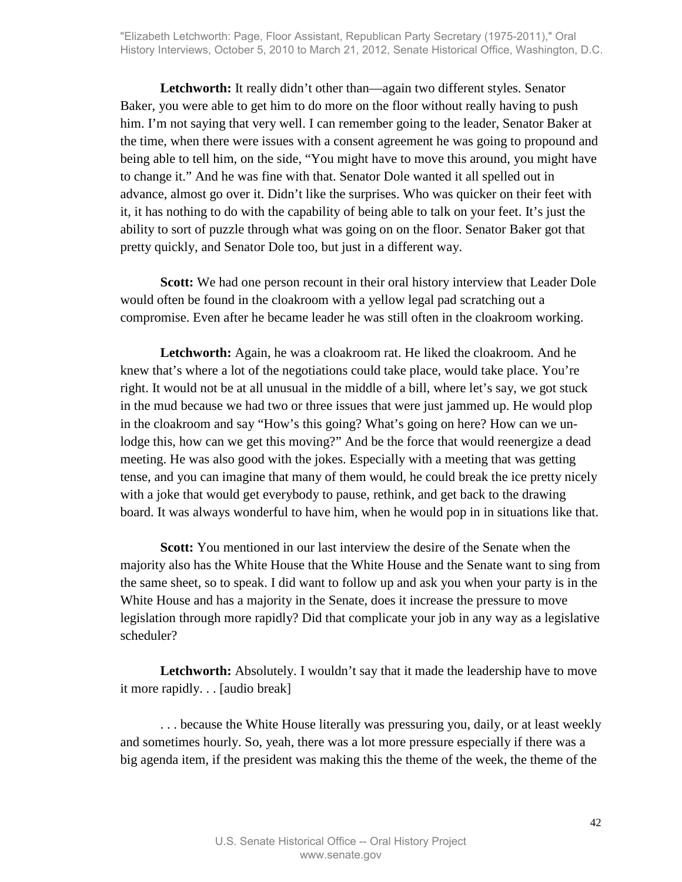**Letchworth:** It really didn't other than—again two different styles. Senator Baker, you were able to get him to do more on the floor without really having to push him. I'm not saying that very well. I can remember going to the leader, Senator Baker at the time, when there were issues with a consent agreement he was going to propound and being able to tell him, on the side, "You might have to move this around, you might have to change it." And he was fine with that. Senator Dole wanted it all spelled out in advance, almost go over it. Didn't like the surprises. Who was quicker on their feet with it, it has nothing to do with the capability of being able to talk on your feet. It's just the ability to sort of puzzle through what was going on on the floor. Senator Baker got that pretty quickly, and Senator Dole too, but just in a different way.

**Scott:** We had one person recount in their oral history interview that Leader Dole would often be found in the cloakroom with a yellow legal pad scratching out a compromise. Even after he became leader he was still often in the cloakroom working.

**Letchworth:** Again, he was a cloakroom rat. He liked the cloakroom. And he knew that's where a lot of the negotiations could take place, would take place. You're right. It would not be at all unusual in the middle of a bill, where let's say, we got stuck in the mud because we had two or three issues that were just jammed up. He would plop in the cloakroom and say "How's this going? What's going on here? How can we un-lodge this, how can we get this moving?" And be the force that would reenergize a dead meeting. He was also good with the jokes. Especially with a meeting that was getting tense, and you can imagine that many of them would, he could break the ice pretty nicely with a joke that would get everybody to pause, rethink, and get back to the drawing board. It was always wonderful to have him, when he would pop in in situations like that.

**Scott:** You mentioned in our last interview the desire of the Senate when the majority also has the White House that the White House and the Senate want to sing from the same sheet, so to speak. I did want to follow up and ask you when your party is in the White House and has a majority in the Senate, does it increase the pressure to move legislation through more rapidly? Did that complicate your job in any way as a legislative scheduler?

**Letchworth:** Absolutely. I wouldn't say that it made the leadership have to move it more rapidly. . . [audio break]

. . . because the White House literally was pressuring you, daily, or at least weekly and sometimes hourly. So, yeah, there was a lot more pressure especially if there was a big agenda item, if the president was making this the theme of the week, the theme of the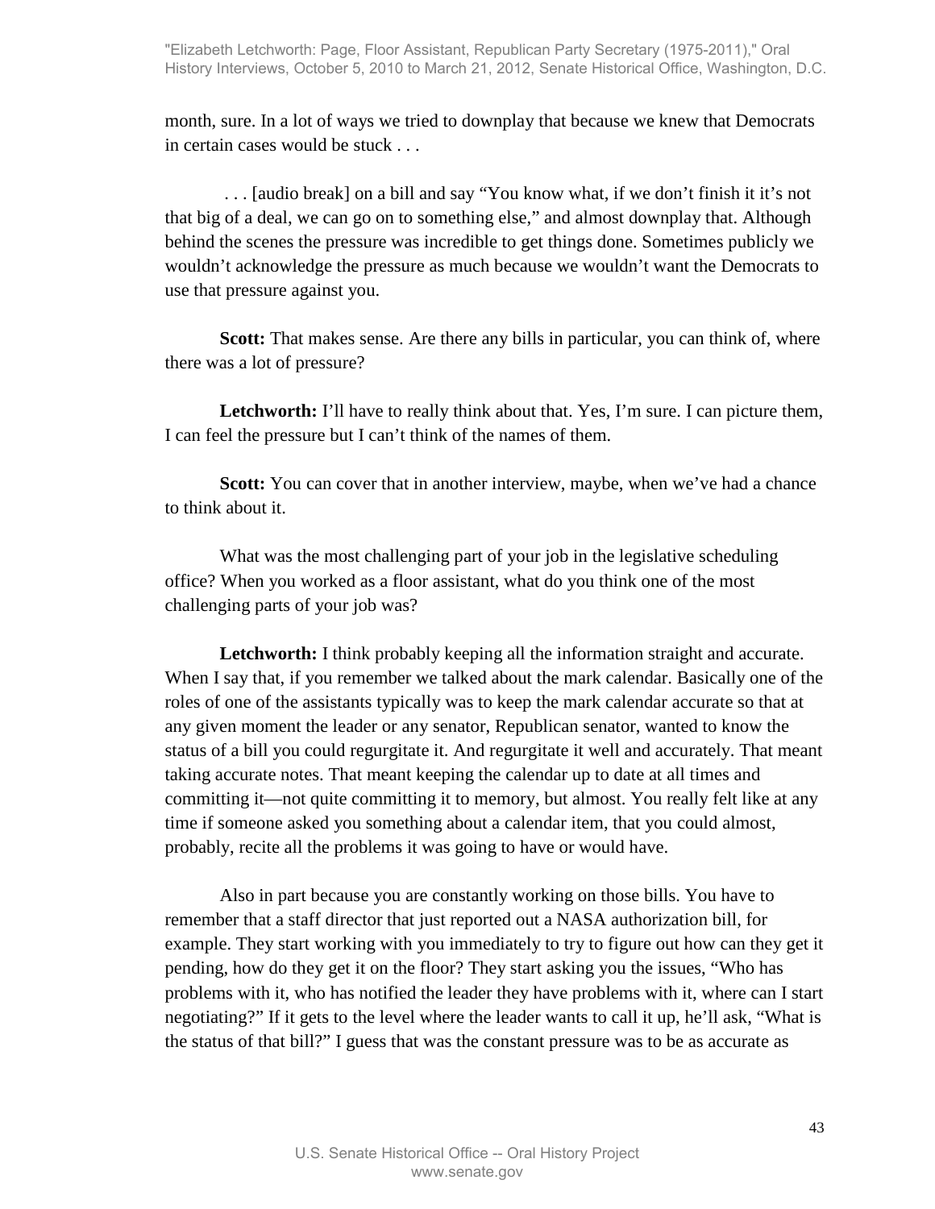month, sure. In a lot of ways we tried to downplay that because we knew that Democrats in certain cases would be stuck . . .

. . . [audio break] on a bill and say "You know what, if we don't finish it it's not that big of a deal, we can go on to something else," and almost downplay that. Although behind the scenes the pressure was incredible to get things done. Sometimes publicly we wouldn't acknowledge the pressure as much because we wouldn't want the Democrats to use that pressure against you.

**Scott:** That makes sense. Are there any bills in particular, you can think of, where there was a lot of pressure?

**Letchworth:** I'll have to really think about that. Yes, I'm sure. I can picture them, I can feel the pressure but I can't think of the names of them.

**Scott:** You can cover that in another interview, maybe, when we've had a chance to think about it.

What was the most challenging part of your job in the legislative scheduling office? When you worked as a floor assistant, what do you think one of the most challenging parts of your job was?

**Letchworth:** I think probably keeping all the information straight and accurate. When I say that, if you remember we talked about the mark calendar. Basically one of the roles of one of the assistants typically was to keep the mark calendar accurate so that at any given moment the leader or any senator, Republican senator, wanted to know the status of a bill you could regurgitate it. And regurgitate it well and accurately. That meant taking accurate notes. That meant keeping the calendar up to date at all times and committing it—not quite committing it to memory, but almost. You really felt like at any time if someone asked you something about a calendar item, that you could almost, probably, recite all the problems it was going to have or would have.

Also in part because you are constantly working on those bills. You have to remember that a staff director that just reported out a NASA authorization bill, for example. They start working with you immediately to try to figure out how can they get it pending, how do they get it on the floor? They start asking you the issues, "Who has problems with it, who has notified the leader they have problems with it, where can I start negotiating?" If it gets to the level where the leader wants to call it up, he'll ask, "What is the status of that bill?" I guess that was the constant pressure was to be as accurate as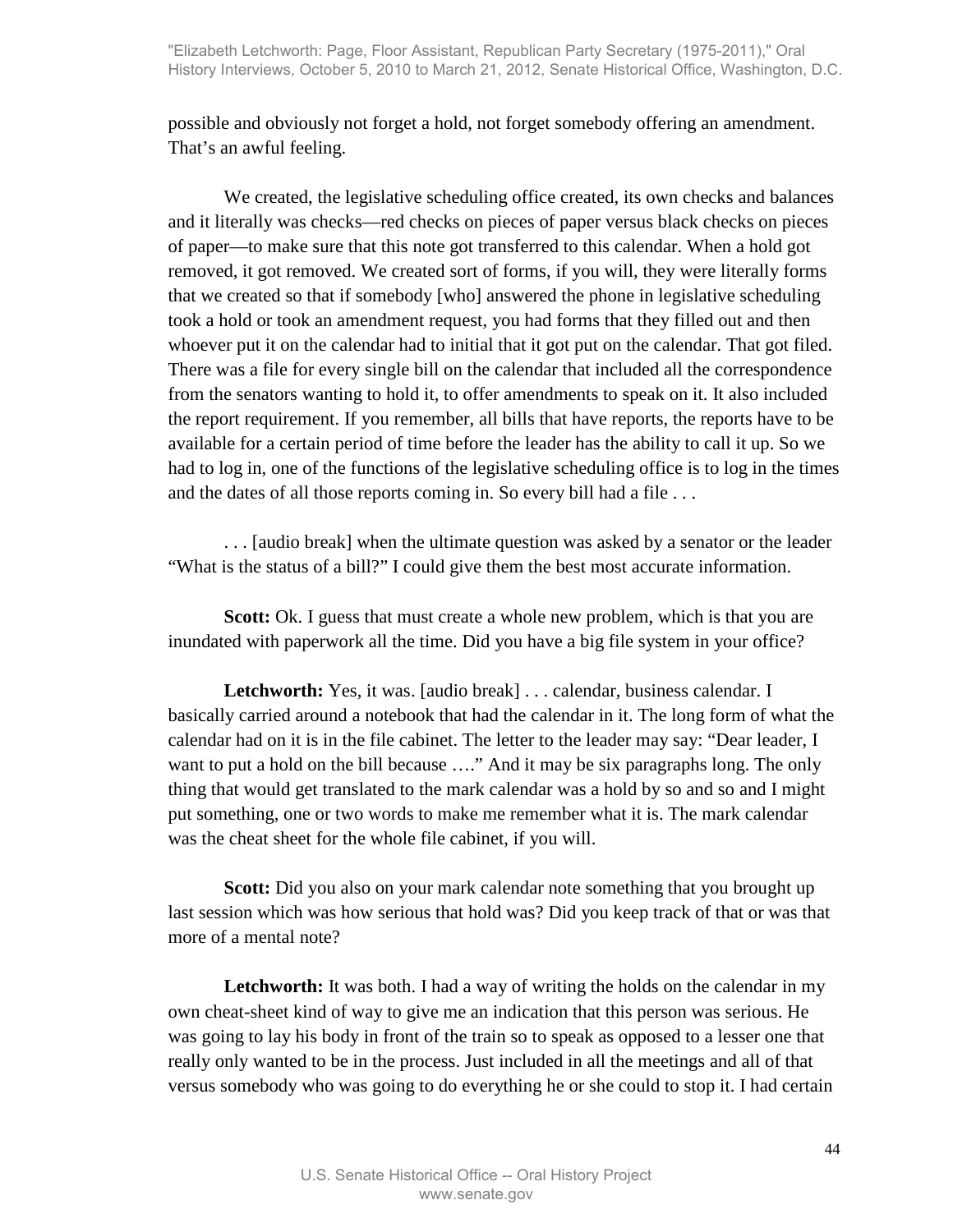possible and obviously not forget a hold, not forget somebody offering an amendment. That's an awful feeling.

We created, the legislative scheduling office created, its own checks and balances and it literally was checks—red checks on pieces of paper versus black checks on pieces of paper—to make sure that this note got transferred to this calendar. When a hold got removed, it got removed. We created sort of forms, if you will, they were literally forms that we created so that if somebody [who] answered the phone in legislative scheduling took a hold or took an amendment request, you had forms that they filled out and then whoever put it on the calendar had to initial that it got put on the calendar. That got filed. There was a file for every single bill on the calendar that included all the correspondence from the senators wanting to hold it, to offer amendments to speak on it. It also included the report requirement. If you remember, all bills that have reports, the reports have to be available for a certain period of time before the leader has the ability to call it up. So we had to log in, one of the functions of the legislative scheduling office is to log in the times and the dates of all those reports coming in. So every bill had a file . . .

. . . [audio break] when the ultimate question was asked by a senator or the leader "What is the status of a bill?" I could give them the best most accurate information.

**Scott:** Ok. I guess that must create a whole new problem, which is that you are inundated with paperwork all the time. Did you have a big file system in your office?

**Letchworth:** Yes, it was. [audio break] . . . calendar, business calendar. I basically carried around a notebook that had the calendar in it. The long form of what the calendar had on it is in the file cabinet. The letter to the leader may say: "Dear leader, I want to put a hold on the bill because …." And it may be six paragraphs long. The only thing that would get translated to the mark calendar was a hold by so and so and I might put something, one or two words to make me remember what it is. The mark calendar was the cheat sheet for the whole file cabinet, if you will.

**Scott:** Did you also on your mark calendar note something that you brought up last session which was how serious that hold was? Did you keep track of that or was that more of a mental note?

**Letchworth:** It was both. I had a way of writing the holds on the calendar in my own cheat-sheet kind of way to give me an indication that this person was serious. He was going to lay his body in front of the train so to speak as opposed to a lesser one that really only wanted to be in the process. Just included in all the meetings and all of that versus somebody who was going to do everything he or she could to stop it. I had certain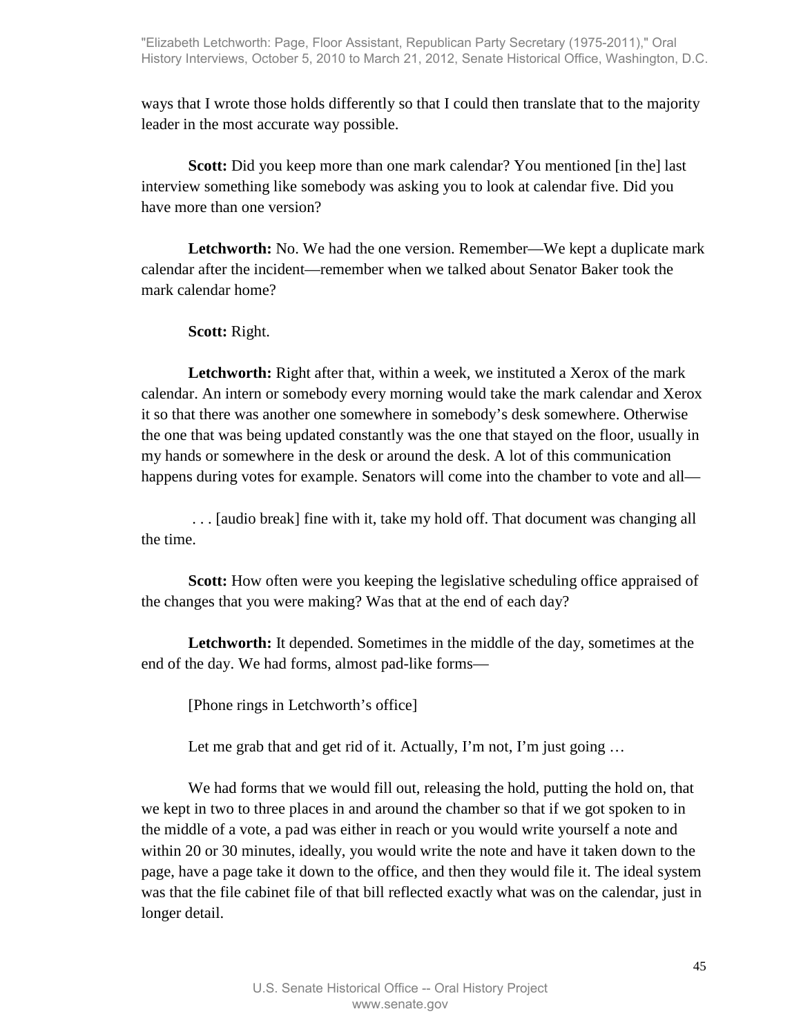ways that I wrote those holds differently so that I could then translate that to the majority leader in the most accurate way possible.

**Scott:** Did you keep more than one mark calendar? You mentioned [in the] last interview something like somebody was asking you to look at calendar five. Did you have more than one version?

**Letchworth:** No. We had the one version. Remember—We kept a duplicate mark calendar after the incident—remember when we talked about Senator Baker took the mark calendar home?

**Scott:** Right.

**Letchworth:** Right after that, within a week, we instituted a Xerox of the mark calendar. An intern or somebody every morning would take the mark calendar and Xerox it so that there was another one somewhere in somebody's desk somewhere. Otherwise the one that was being updated constantly was the one that stayed on the floor, usually in my hands or somewhere in the desk or around the desk. A lot of this communication happens during votes for example. Senators will come into the chamber to vote and all—

. . . [audio break] fine with it, take my hold off. That document was changing all the time.

**Scott:** How often were you keeping the legislative scheduling office appraised of the changes that you were making? Was that at the end of each day?

**Letchworth:** It depended. Sometimes in the middle of the day, sometimes at the end of the day. We had forms, almost pad-like forms—

[Phone rings in Letchworth's office]

Let me grab that and get rid of it. Actually, I'm not, I'm just going …

We had forms that we would fill out, releasing the hold, putting the hold on, that we kept in two to three places in and around the chamber so that if we got spoken to in the middle of a vote, a pad was either in reach or you would write yourself a note and within 20 or 30 minutes, ideally, you would write the note and have it taken down to the page, have a page take it down to the office, and then they would file it. The ideal system was that the file cabinet file of that bill reflected exactly what was on the calendar, just in longer detail.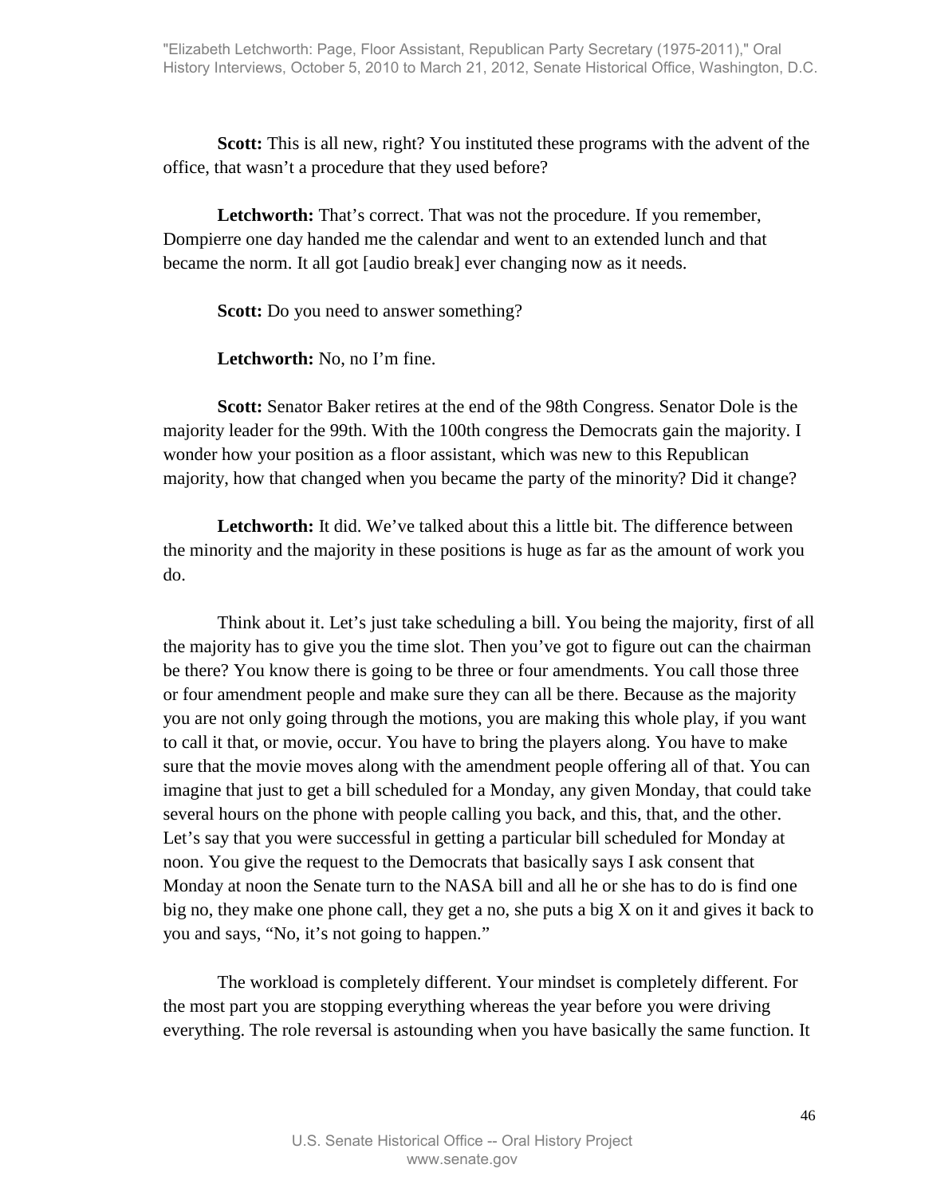**Scott:** This is all new, right? You instituted these programs with the advent of the office, that wasn't a procedure that they used before?

**Letchworth:** That's correct. That was not the procedure. If you remember, Dompierre one day handed me the calendar and went to an extended lunch and that became the norm. It all got [audio break] ever changing now as it needs.

**Scott:** Do you need to answer something?

**Letchworth:** No, no I'm fine.

**Scott:** Senator Baker retires at the end of the 98th Congress. Senator Dole is the majority leader for the 99th. With the 100th congress the Democrats gain the majority. I wonder how your position as a floor assistant, which was new to this Republican majority, how that changed when you became the party of the minority? Did it change?

**Letchworth:** It did. We've talked about this a little bit. The difference between the minority and the majority in these positions is huge as far as the amount of work you do.

Think about it. Let's just take scheduling a bill. You being the majority, first of all the majority has to give you the time slot. Then you've got to figure out can the chairman be there? You know there is going to be three or four amendments. You call those three or four amendment people and make sure they can all be there. Because as the majority you are not only going through the motions, you are making this whole play, if you want to call it that, or movie, occur. You have to bring the players along. You have to make sure that the movie moves along with the amendment people offering all of that. You can imagine that just to get a bill scheduled for a Monday, any given Monday, that could take several hours on the phone with people calling you back, and this, that, and the other. Let's say that you were successful in getting a particular bill scheduled for Monday at noon. You give the request to the Democrats that basically says I ask consent that Monday at noon the Senate turn to the NASA bill and all he or she has to do is find one big no, they make one phone call, they get a no, she puts a big X on it and gives it back to you and says, "No, it's not going to happen."

The workload is completely different. Your mindset is completely different. For the most part you are stopping everything whereas the year before you were driving everything. The role reversal is astounding when you have basically the same function. It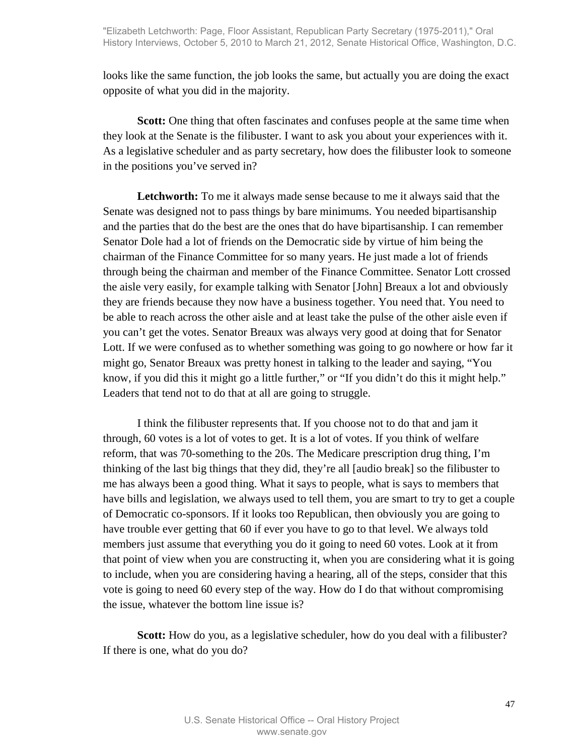looks like the same function, the job looks the same, but actually you are doing the exact opposite of what you did in the majority.

**Scott:** One thing that often fascinates and confuses people at the same time when they look at the Senate is the filibuster. I want to ask you about your experiences with it. As a legislative scheduler and as party secretary, how does the filibuster look to someone in the positions you've served in?

**Letchworth:** To me it always made sense because to me it always said that the Senate was designed not to pass things by bare minimums. You needed bipartisanship and the parties that do the best are the ones that do have bipartisanship. I can remember Senator Dole had a lot of friends on the Democratic side by virtue of him being the chairman of the Finance Committee for so many years. He just made a lot of friends through being the chairman and member of the Finance Committee. Senator Lott crossed the aisle very easily, for example talking with Senator [John] Breaux a lot and obviously they are friends because they now have a business together. You need that. You need to be able to reach across the other aisle and at least take the pulse of the other aisle even if you can't get the votes. Senator Breaux was always very good at doing that for Senator Lott. If we were confused as to whether something was going to go nowhere or how far it might go, Senator Breaux was pretty honest in talking to the leader and saying, "You know, if you did this it might go a little further," or "If you didn't do this it might help." Leaders that tend not to do that at all are going to struggle.

I think the filibuster represents that. If you choose not to do that and jam it through, 60 votes is a lot of votes to get. It is a lot of votes. If you think of welfare reform, that was 70-something to the 20s. The Medicare prescription drug thing, I'm thinking of the last big things that they did, they're all [audio break] so the filibuster to me has always been a good thing. What it says to people, what is says to members that have bills and legislation, we always used to tell them, you are smart to try to get a couple of Democratic co-sponsors. If it looks too Republican, then obviously you are going to have trouble ever getting that 60 if ever you have to go to that level. We always told members just assume that everything you do it going to need 60 votes. Look at it from that point of view when you are constructing it, when you are considering what it is going to include, when you are considering having a hearing, all of the steps, consider that this vote is going to need 60 every step of the way. How do I do that without compromising the issue, whatever the bottom line issue is?

**Scott:** How do you, as a legislative scheduler, how do you deal with a filibuster? If there is one, what do you do?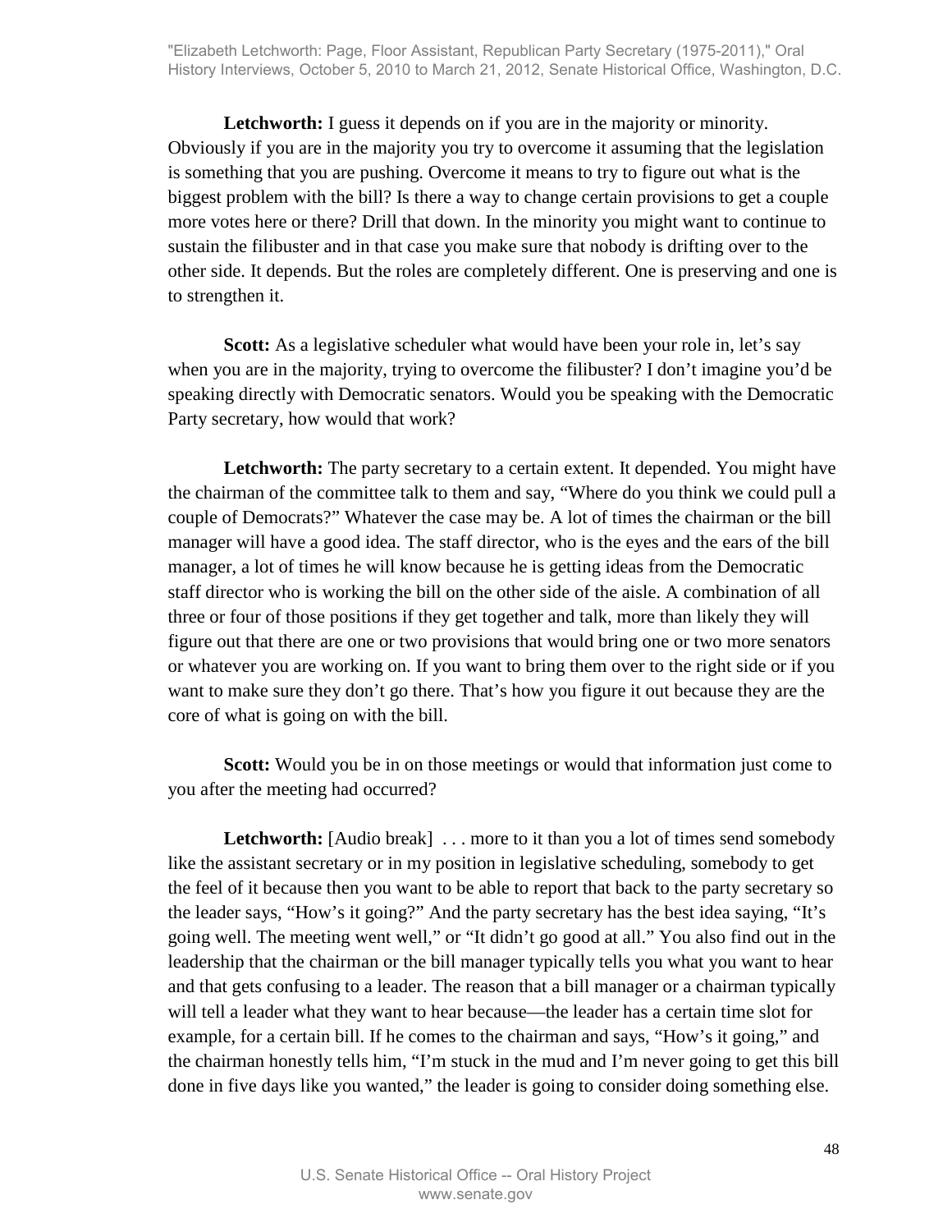**Letchworth:** I guess it depends on if you are in the majority or minority. Obviously if you are in the majority you try to overcome it assuming that the legislation is something that you are pushing. Overcome it means to try to figure out what is the biggest problem with the bill? Is there a way to change certain provisions to get a couple more votes here or there? Drill that down. In the minority you might want to continue to sustain the filibuster and in that case you make sure that nobody is drifting over to the other side. It depends. But the roles are completely different. One is preserving and one is to strengthen it.

**Scott:** As a legislative scheduler what would have been your role in, let's say when you are in the majority, trying to overcome the filibuster? I don't imagine you'd be speaking directly with Democratic senators. Would you be speaking with the Democratic Party secretary, how would that work?

**Letchworth:** The party secretary to a certain extent. It depended. You might have the chairman of the committee talk to them and say, "Where do you think we could pull a couple of Democrats?" Whatever the case may be. A lot of times the chairman or the bill manager will have a good idea. The staff director, who is the eyes and the ears of the bill manager, a lot of times he will know because he is getting ideas from the Democratic staff director who is working the bill on the other side of the aisle. A combination of all three or four of those positions if they get together and talk, more than likely they will figure out that there are one or two provisions that would bring one or two more senators or whatever you are working on. If you want to bring them over to the right side or if you want to make sure they don't go there. That's how you figure it out because they are the core of what is going on with the bill.

**Scott:** Would you be in on those meetings or would that information just come to you after the meeting had occurred?

**Letchworth:** [Audio break] . . . more to it than you a lot of times send somebody like the assistant secretary or in my position in legislative scheduling, somebody to get the feel of it because then you want to be able to report that back to the party secretary so the leader says, "How's it going?" And the party secretary has the best idea saying, "It's going well. The meeting went well," or "It didn't go good at all." You also find out in the leadership that the chairman or the bill manager typically tells you what you want to hear and that gets confusing to a leader. The reason that a bill manager or a chairman typically will tell a leader what they want to hear because—the leader has a certain time slot for example, for a certain bill. If he comes to the chairman and says, "How's it going," and the chairman honestly tells him, "I'm stuck in the mud and I'm never going to get this bill done in five days like you wanted," the leader is going to consider doing something else.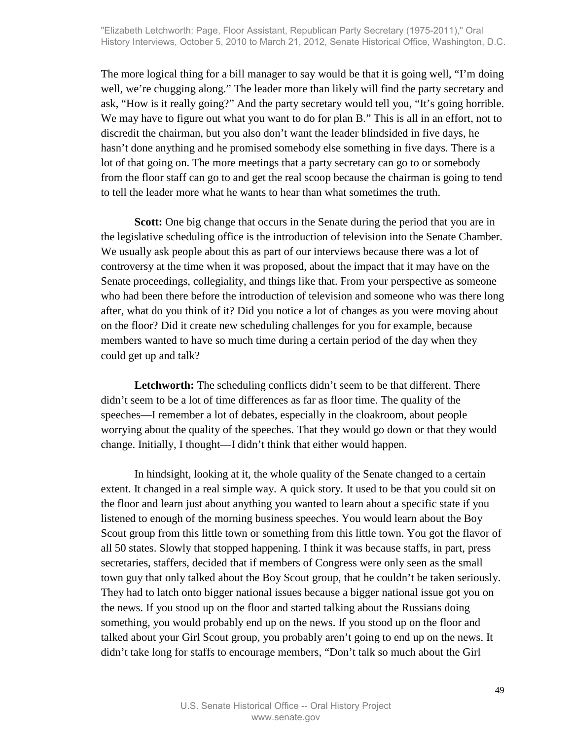The more logical thing for a bill manager to say would be that it is going well, "I'm doing well, we're chugging along." The leader more than likely will find the party secretary and ask, "How is it really going?" And the party secretary would tell you, "It's going horrible. We may have to figure out what you want to do for plan B." This is all in an effort, not to discredit the chairman, but you also don't want the leader blindsided in five days, he hasn't done anything and he promised somebody else something in five days. There is a lot of that going on. The more meetings that a party secretary can go to or somebody from the floor staff can go to and get the real scoop because the chairman is going to tend to tell the leader more what he wants to hear than what sometimes the truth.

**Scott:** One big change that occurs in the Senate during the period that you are in the legislative scheduling office is the introduction of television into the Senate Chamber. We usually ask people about this as part of our interviews because there was a lot of controversy at the time when it was proposed, about the impact that it may have on the Senate proceedings, collegiality, and things like that. From your perspective as someone who had been there before the introduction of television and someone who was there long after, what do you think of it? Did you notice a lot of changes as you were moving about on the floor? Did it create new scheduling challenges for you for example, because members wanted to have so much time during a certain period of the day when they could get up and talk?

**Letchworth:** The scheduling conflicts didn't seem to be that different. There didn't seem to be a lot of time differences as far as floor time. The quality of the speeches—I remember a lot of debates, especially in the cloakroom, about people worrying about the quality of the speeches. That they would go down or that they would change. Initially, I thought—I didn't think that either would happen.

In hindsight, looking at it, the whole quality of the Senate changed to a certain extent. It changed in a real simple way. A quick story. It used to be that you could sit on the floor and learn just about anything you wanted to learn about a specific state if you listened to enough of the morning business speeches. You would learn about the Boy Scout group from this little town or something from this little town. You got the flavor of all 50 states. Slowly that stopped happening. I think it was because staffs, in part, press secretaries, staffers, decided that if members of Congress were only seen as the small town guy that only talked about the Boy Scout group, that he couldn't be taken seriously. They had to latch onto bigger national issues because a bigger national issue got you on the news. If you stood up on the floor and started talking about the Russians doing something, you would probably end up on the news. If you stood up on the floor and talked about your Girl Scout group, you probably aren't going to end up on the news. It didn't take long for staffs to encourage members, "Don't talk so much about the Girl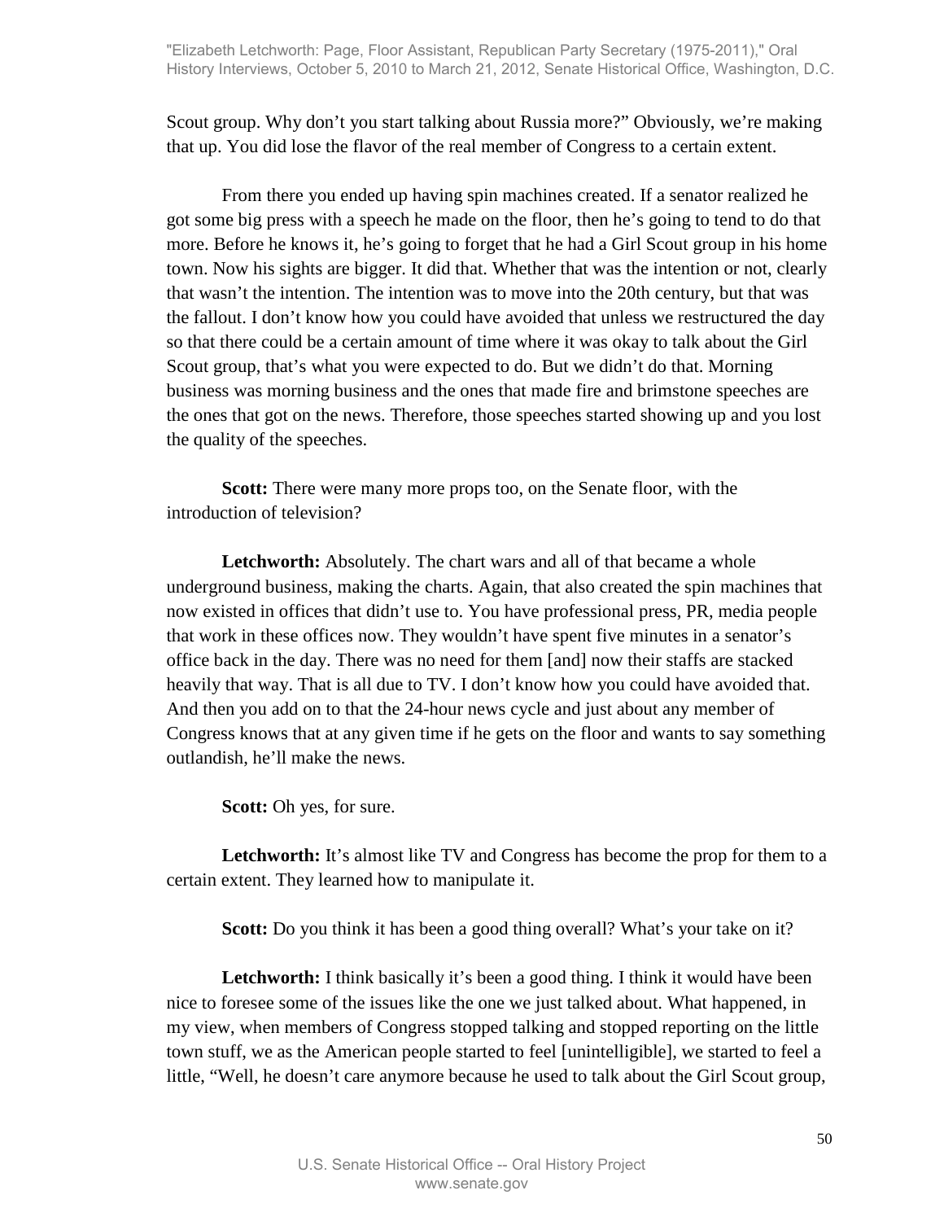Scout group. Why don't you start talking about Russia more?" Obviously, we're making that up. You did lose the flavor of the real member of Congress to a certain extent.

From there you ended up having spin machines created. If a senator realized he got some big press with a speech he made on the floor, then he's going to tend to do that more. Before he knows it, he's going to forget that he had a Girl Scout group in his home town. Now his sights are bigger. It did that. Whether that was the intention or not, clearly that wasn't the intention. The intention was to move into the 20th century, but that was the fallout. I don't know how you could have avoided that unless we restructured the day so that there could be a certain amount of time where it was okay to talk about the Girl Scout group, that's what you were expected to do. But we didn't do that. Morning business was morning business and the ones that made fire and brimstone speeches are the ones that got on the news. Therefore, those speeches started showing up and you lost the quality of the speeches.

**Scott:** There were many more props too, on the Senate floor, with the introduction of television?

**Letchworth:** Absolutely. The chart wars and all of that became a whole underground business, making the charts. Again, that also created the spin machines that now existed in offices that didn't use to. You have professional press, PR, media people that work in these offices now. They wouldn't have spent five minutes in a senator's office back in the day. There was no need for them [and] now their staffs are stacked heavily that way. That is all due to TV. I don't know how you could have avoided that. And then you add on to that the 24-hour news cycle and just about any member of Congress knows that at any given time if he gets on the floor and wants to say something outlandish, he'll make the news.

**Scott:** Oh yes, for sure.

**Letchworth:** It's almost like TV and Congress has become the prop for them to a certain extent. They learned how to manipulate it.

**Scott:** Do you think it has been a good thing overall? What's your take on it?

**Letchworth:** I think basically it's been a good thing. I think it would have been nice to foresee some of the issues like the one we just talked about. What happened, in my view, when members of Congress stopped talking and stopped reporting on the little town stuff, we as the American people started to feel [unintelligible], we started to feel a little, "Well, he doesn't care anymore because he used to talk about the Girl Scout group,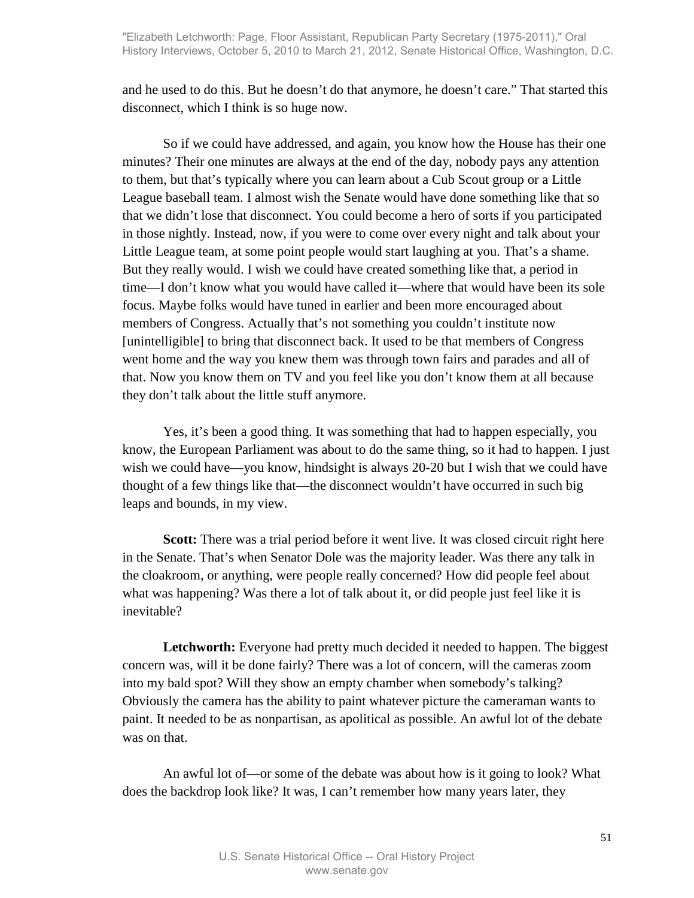and he used to do this. But he doesn't do that anymore, he doesn't care." That started this disconnect, which I think is so huge now.

So if we could have addressed, and again, you know how the House has their one minutes? Their one minutes are always at the end of the day, nobody pays any attention to them, but that's typically where you can learn about a Cub Scout group or a Little League baseball team. I almost wish the Senate would have done something like that so that we didn't lose that disconnect. You could become a hero of sorts if you participated in those nightly. Instead, now, if you were to come over every night and talk about your Little League team, at some point people would start laughing at you. That's a shame. But they really would. I wish we could have created something like that, a period in time—I don't know what you would have called it—where that would have been its sole focus. Maybe folks would have tuned in earlier and been more encouraged about members of Congress. Actually that's not something you couldn't institute now [unintelligible] to bring that disconnect back. It used to be that members of Congress went home and the way you knew them was through town fairs and parades and all of that. Now you know them on TV and you feel like you don't know them at all because they don't talk about the little stuff anymore.

Yes, it's been a good thing. It was something that had to happen especially, you know, the European Parliament was about to do the same thing, so it had to happen. I just wish we could have—you know, hindsight is always 20-20 but I wish that we could have thought of a few things like that—the disconnect wouldn't have occurred in such big leaps and bounds, in my view.

**Scott:** There was a trial period before it went live. It was closed circuit right here in the Senate. That's when Senator Dole was the majority leader. Was there any talk in the cloakroom, or anything, were people really concerned? How did people feel about what was happening? Was there a lot of talk about it, or did people just feel like it is inevitable?

**Letchworth:** Everyone had pretty much decided it needed to happen. The biggest concern was, will it be done fairly? There was a lot of concern, will the cameras zoom into my bald spot? Will they show an empty chamber when somebody's talking? Obviously the camera has the ability to paint whatever picture the cameraman wants to paint. It needed to be as nonpartisan, as apolitical as possible. An awful lot of the debate was on that.

An awful lot of—or some of the debate was about how is it going to look? What does the backdrop look like? It was, I can't remember how many years later, they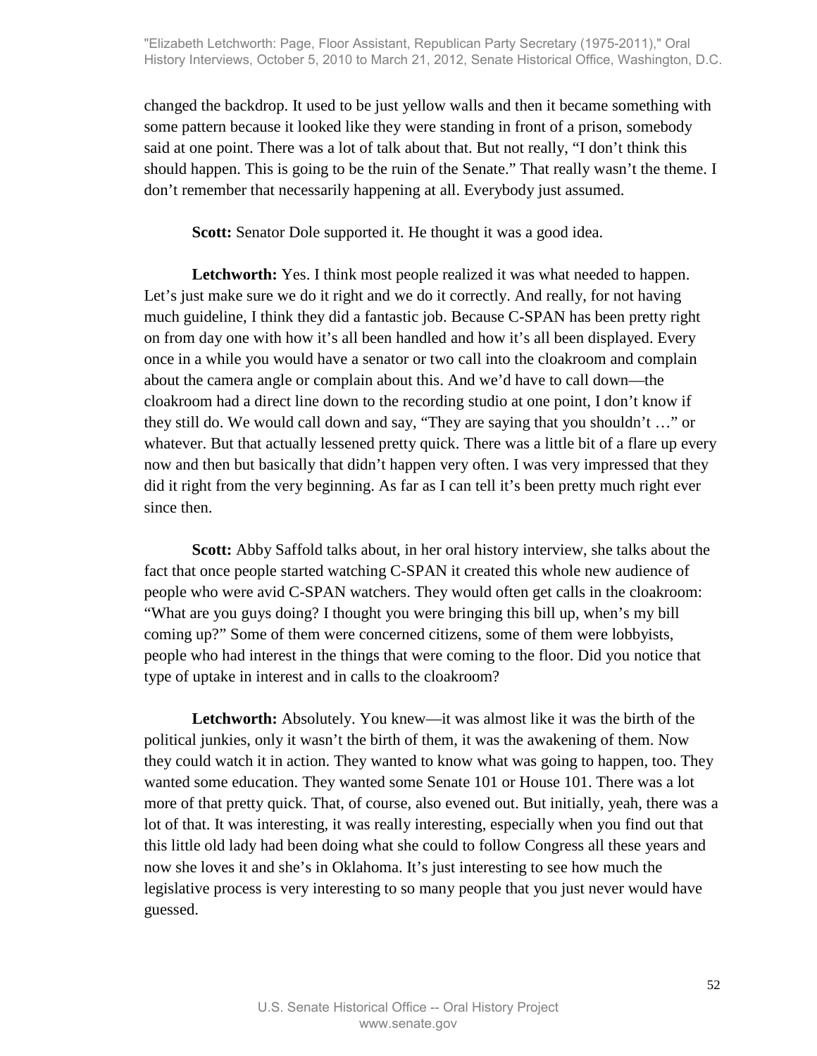changed the backdrop. It used to be just yellow walls and then it became something with some pattern because it looked like they were standing in front of a prison, somebody said at one point. There was a lot of talk about that. But not really, "I don't think this should happen. This is going to be the ruin of the Senate." That really wasn't the theme. I don't remember that necessarily happening at all. Everybody just assumed.

**Scott:** Senator Dole supported it. He thought it was a good idea.

**Letchworth:** Yes. I think most people realized it was what needed to happen. Let's just make sure we do it right and we do it correctly. And really, for not having much guideline, I think they did a fantastic job. Because C-SPAN has been pretty right on from day one with how it's all been handled and how it's all been displayed. Every once in a while you would have a senator or two call into the cloakroom and complain about the camera angle or complain about this. And we'd have to call down—the cloakroom had a direct line down to the recording studio at one point, I don't know if they still do. We would call down and say, "They are saying that you shouldn't …" or whatever. But that actually lessened pretty quick. There was a little bit of a flare up every now and then but basically that didn't happen very often. I was very impressed that they did it right from the very beginning. As far as I can tell it's been pretty much right ever since then.

**Scott:** Abby Saffold talks about, in her oral history interview, she talks about the fact that once people started watching C-SPAN it created this whole new audience of people who were avid C-SPAN watchers. They would often get calls in the cloakroom: "What are you guys doing? I thought you were bringing this bill up, when's my bill coming up?" Some of them were concerned citizens, some of them were lobbyists, people who had interest in the things that were coming to the floor. Did you notice that type of uptake in interest and in calls to the cloakroom?

**Letchworth:** Absolutely. You knew—it was almost like it was the birth of the political junkies, only it wasn't the birth of them, it was the awakening of them. Now they could watch it in action. They wanted to know what was going to happen, too. They wanted some education. They wanted some Senate 101 or House 101. There was a lot more of that pretty quick. That, of course, also evened out. But initially, yeah, there was a lot of that. It was interesting, it was really interesting, especially when you find out that this little old lady had been doing what she could to follow Congress all these years and now she loves it and she's in Oklahoma. It's just interesting to see how much the legislative process is very interesting to so many people that you just never would have guessed.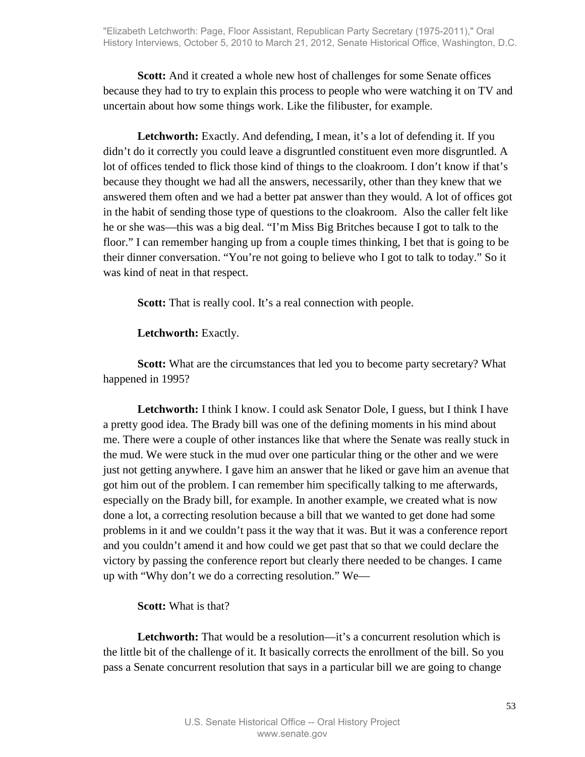**Scott:** And it created a whole new host of challenges for some Senate offices because they had to try to explain this process to people who were watching it on TV and uncertain about how some things work. Like the filibuster, for example.

**Letchworth:** Exactly. And defending, I mean, it's a lot of defending it. If you didn't do it correctly you could leave a disgruntled constituent even more disgruntled. A lot of offices tended to flick those kind of things to the cloakroom. I don't know if that's because they thought we had all the answers, necessarily, other than they knew that we answered them often and we had a better pat answer than they would. A lot of offices got in the habit of sending those type of questions to the cloakroom. Also the caller felt like he or she was—this was a big deal. "I'm Miss Big Britches because I got to talk to the floor." I can remember hanging up from a couple times thinking, I bet that is going to be their dinner conversation. "You're not going to believe who I got to talk to today." So it was kind of neat in that respect.

**Scott:** That is really cool. It's a real connection with people.

**Letchworth:** Exactly.

**Scott:** What are the circumstances that led you to become party secretary? What happened in 1995?

**Letchworth:** I think I know. I could ask Senator Dole, I guess, but I think I have a pretty good idea. The Brady bill was one of the defining moments in his mind about me. There were a couple of other instances like that where the Senate was really stuck in the mud. We were stuck in the mud over one particular thing or the other and we were just not getting anywhere. I gave him an answer that he liked or gave him an avenue that got him out of the problem. I can remember him specifically talking to me afterwards, especially on the Brady bill, for example. In another example, we created what is now done a lot, a correcting resolution because a bill that we wanted to get done had some problems in it and we couldn't pass it the way that it was. But it was a conference report and you couldn't amend it and how could we get past that so that we could declare the victory by passing the conference report but clearly there needed to be changes. I came up with "Why don't we do a correcting resolution." We—

**Scott:** What is that?

**Letchworth:** That would be a resolution—it's a concurrent resolution which is the little bit of the challenge of it. It basically corrects the enrollment of the bill. So you pass a Senate concurrent resolution that says in a particular bill we are going to change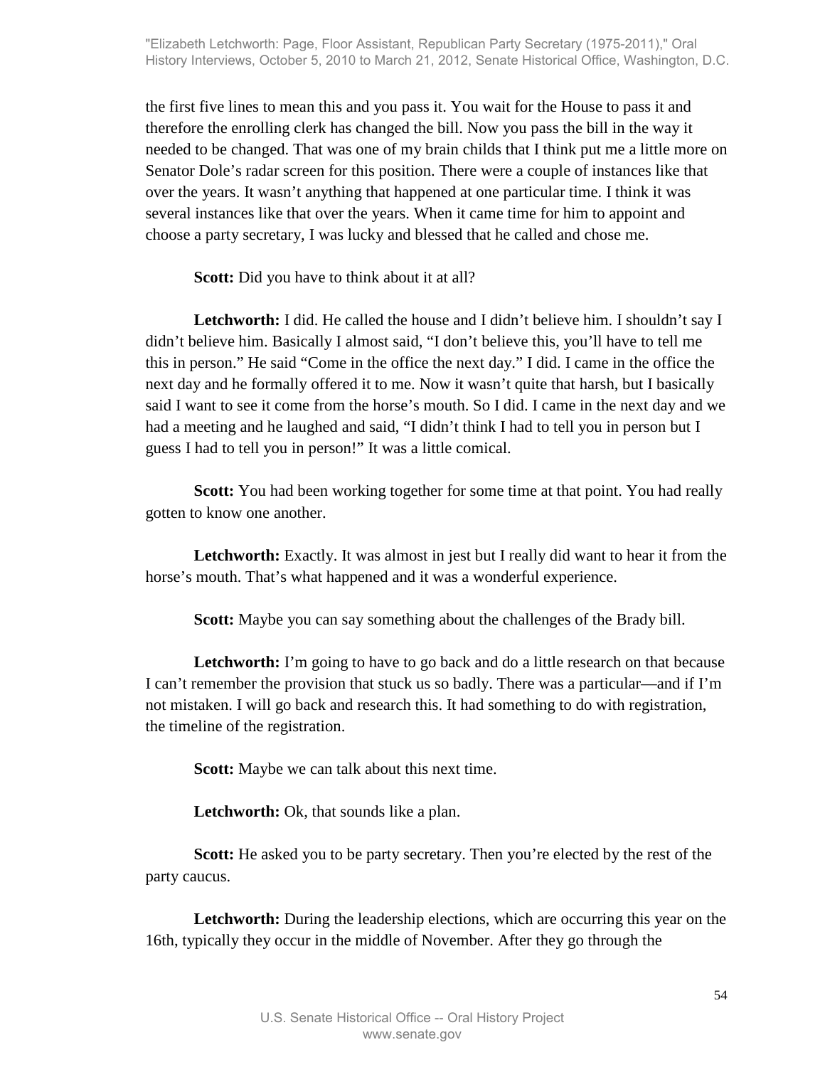the first five lines to mean this and you pass it. You wait for the House to pass it and therefore the enrolling clerk has changed the bill. Now you pass the bill in the way it needed to be changed. That was one of my brain childs that I think put me a little more on Senator Dole's radar screen for this position. There were a couple of instances like that over the years. It wasn't anything that happened at one particular time. I think it was several instances like that over the years. When it came time for him to appoint and choose a party secretary, I was lucky and blessed that he called and chose me.

**Scott:** Did you have to think about it at all?

**Letchworth:** I did. He called the house and I didn't believe him. I shouldn't say I didn't believe him. Basically I almost said, "I don't believe this, you'll have to tell me this in person." He said "Come in the office the next day." I did. I came in the office the next day and he formally offered it to me. Now it wasn't quite that harsh, but I basically said I want to see it come from the horse's mouth. So I did. I came in the next day and we had a meeting and he laughed and said, "I didn't think I had to tell you in person but I guess I had to tell you in person!" It was a little comical.

**Scott:** You had been working together for some time at that point. You had really gotten to know one another.

**Letchworth:** Exactly. It was almost in jest but I really did want to hear it from the horse's mouth. That's what happened and it was a wonderful experience.

**Scott:** Maybe you can say something about the challenges of the Brady bill.

**Letchworth:** I'm going to have to go back and do a little research on that because I can't remember the provision that stuck us so badly. There was a particular—and if I'm not mistaken. I will go back and research this. It had something to do with registration, the timeline of the registration.

**Scott:** Maybe we can talk about this next time.

**Letchworth:** Ok, that sounds like a plan.

**Scott:** He asked you to be party secretary. Then you're elected by the rest of the party caucus.

**Letchworth:** During the leadership elections, which are occurring this year on the 16th, typically they occur in the middle of November. After they go through the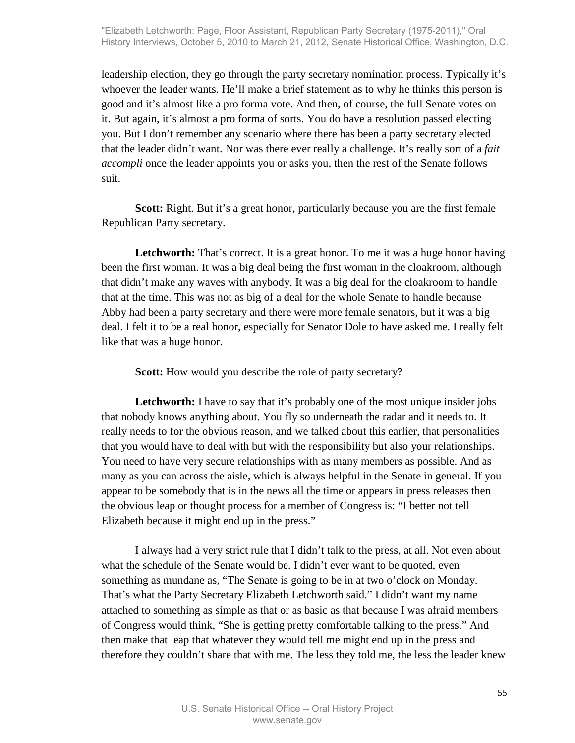leadership election, they go through the party secretary nomination process. Typically it's whoever the leader wants. He'll make a brief statement as to why he thinks this person is good and it's almost like a pro forma vote. And then, of course, the full Senate votes on it. But again, it's almost a pro forma of sorts. You do have a resolution passed electing you. But I don't remember any scenario where there has been a party secretary elected that the leader didn't want. Nor was there ever really a challenge. It's really sort of a *fait accompli* once the leader appoints you or asks you, then the rest of the Senate follows suit.

**Scott:** Right. But it's a great honor, particularly because you are the first female Republican Party secretary.

**Letchworth:** That's correct. It is a great honor. To me it was a huge honor having been the first woman. It was a big deal being the first woman in the cloakroom, although that didn't make any waves with anybody. It was a big deal for the cloakroom to handle that at the time. This was not as big of a deal for the whole Senate to handle because Abby had been a party secretary and there were more female senators, but it was a big deal. I felt it to be a real honor, especially for Senator Dole to have asked me. I really felt like that was a huge honor.

**Scott:** How would you describe the role of party secretary?

**Letchworth:** I have to say that it's probably one of the most unique insider jobs that nobody knows anything about. You fly so underneath the radar and it needs to. It really needs to for the obvious reason, and we talked about this earlier, that personalities that you would have to deal with but with the responsibility but also your relationships. You need to have very secure relationships with as many members as possible. And as many as you can across the aisle, which is always helpful in the Senate in general. If you appear to be somebody that is in the news all the time or appears in press releases then the obvious leap or thought process for a member of Congress is: "I better not tell Elizabeth because it might end up in the press."

I always had a very strict rule that I didn't talk to the press, at all. Not even about what the schedule of the Senate would be. I didn't ever want to be quoted, even something as mundane as, "The Senate is going to be in at two o'clock on Monday. That's what the Party Secretary Elizabeth Letchworth said." I didn't want my name attached to something as simple as that or as basic as that because I was afraid members of Congress would think, "She is getting pretty comfortable talking to the press." And then make that leap that whatever they would tell me might end up in the press and therefore they couldn't share that with me. The less they told me, the less the leader knew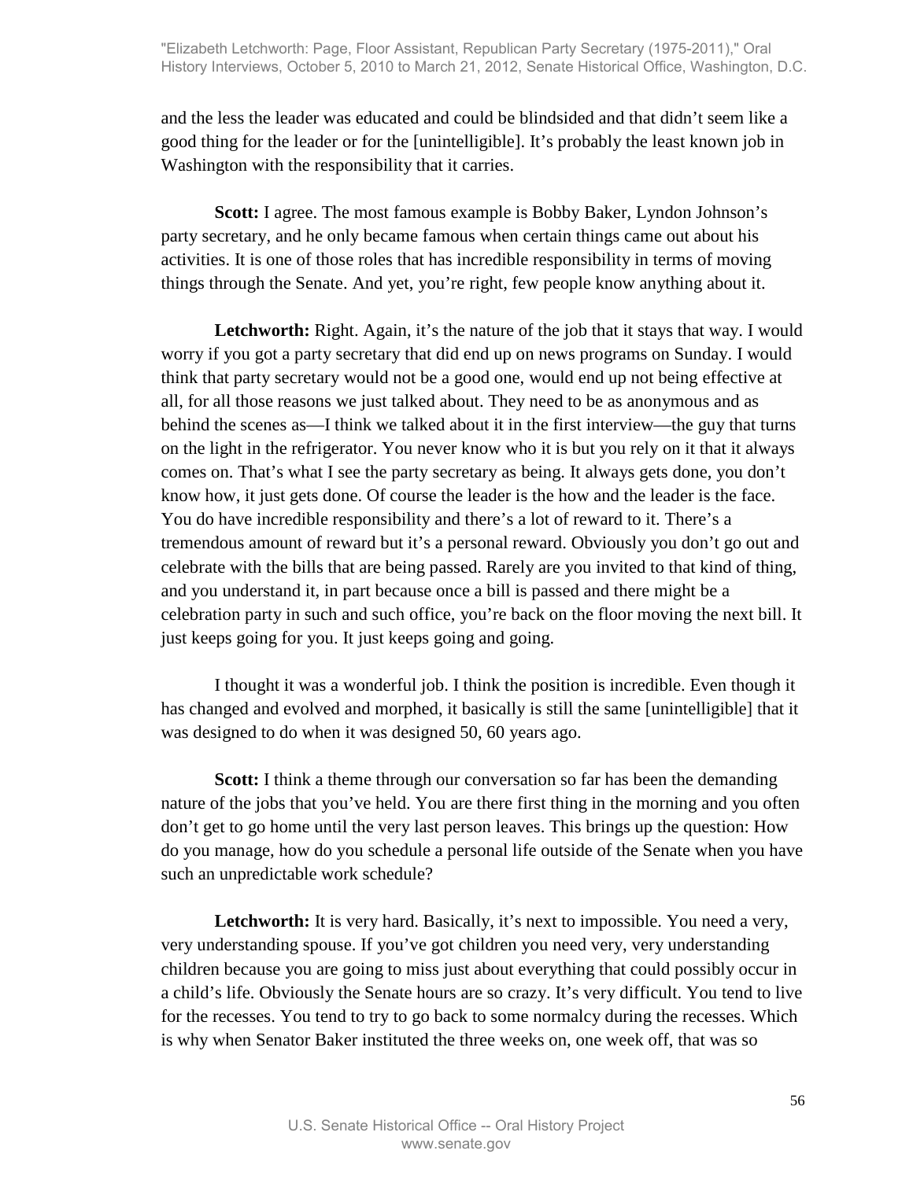and the less the leader was educated and could be blindsided and that didn't seem like a good thing for the leader or for the [unintelligible]. It's probably the least known job in Washington with the responsibility that it carries.

**Scott:** I agree. The most famous example is Bobby Baker, Lyndon Johnson's party secretary, and he only became famous when certain things came out about his activities. It is one of those roles that has incredible responsibility in terms of moving things through the Senate. And yet, you're right, few people know anything about it.

**Letchworth:** Right. Again, it's the nature of the job that it stays that way. I would worry if you got a party secretary that did end up on news programs on Sunday. I would think that party secretary would not be a good one, would end up not being effective at all, for all those reasons we just talked about. They need to be as anonymous and as behind the scenes as—I think we talked about it in the first interview—the guy that turns on the light in the refrigerator. You never know who it is but you rely on it that it always comes on. That's what I see the party secretary as being. It always gets done, you don't know how, it just gets done. Of course the leader is the how and the leader is the face. You do have incredible responsibility and there's a lot of reward to it. There's a tremendous amount of reward but it's a personal reward. Obviously you don't go out and celebrate with the bills that are being passed. Rarely are you invited to that kind of thing, and you understand it, in part because once a bill is passed and there might be a celebration party in such and such office, you're back on the floor moving the next bill. It just keeps going for you. It just keeps going and going.

I thought it was a wonderful job. I think the position is incredible. Even though it has changed and evolved and morphed, it basically is still the same [unintelligible] that it was designed to do when it was designed 50, 60 years ago.

**Scott:** I think a theme through our conversation so far has been the demanding nature of the jobs that you've held. You are there first thing in the morning and you often don't get to go home until the very last person leaves. This brings up the question: How do you manage, how do you schedule a personal life outside of the Senate when you have such an unpredictable work schedule?

**Letchworth:** It is very hard. Basically, it's next to impossible. You need a very, very understanding spouse. If you've got children you need very, very understanding children because you are going to miss just about everything that could possibly occur in a child's life. Obviously the Senate hours are so crazy. It's very difficult. You tend to live for the recesses. You tend to try to go back to some normalcy during the recesses. Which is why when Senator Baker instituted the three weeks on, one week off, that was so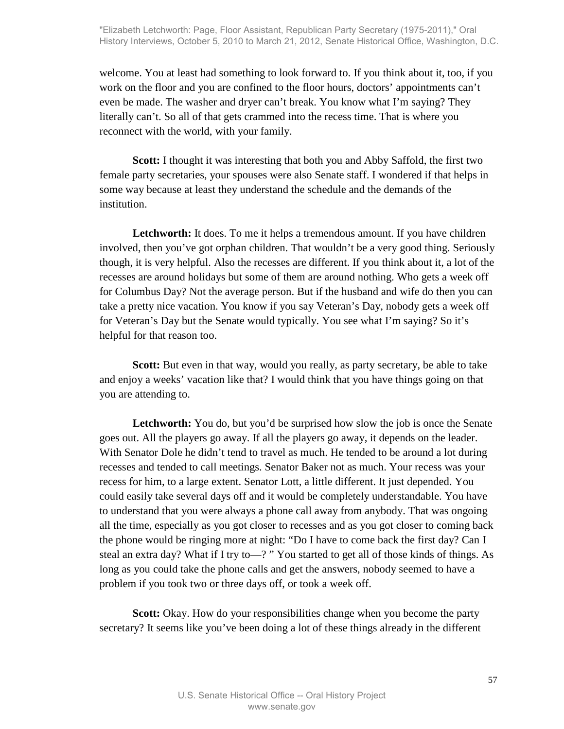welcome. You at least had something to look forward to. If you think about it, too, if you work on the floor and you are confined to the floor hours, doctors' appointments can't even be made. The washer and dryer can't break. You know what I'm saying? They literally can't. So all of that gets crammed into the recess time. That is where you reconnect with the world, with your family.

**Scott:** I thought it was interesting that both you and Abby Saffold, the first two female party secretaries, your spouses were also Senate staff. I wondered if that helps in some way because at least they understand the schedule and the demands of the institution.

**Letchworth:** It does. To me it helps a tremendous amount. If you have children involved, then you've got orphan children. That wouldn't be a very good thing. Seriously though, it is very helpful. Also the recesses are different. If you think about it, a lot of the recesses are around holidays but some of them are around nothing. Who gets a week off for Columbus Day? Not the average person. But if the husband and wife do then you can take a pretty nice vacation. You know if you say Veteran's Day, nobody gets a week off for Veteran's Day but the Senate would typically. You see what I'm saying? So it's helpful for that reason too.

**Scott:** But even in that way, would you really, as party secretary, be able to take and enjoy a weeks' vacation like that? I would think that you have things going on that you are attending to.

**Letchworth:** You do, but you'd be surprised how slow the job is once the Senate goes out. All the players go away. If all the players go away, it depends on the leader. With Senator Dole he didn't tend to travel as much. He tended to be around a lot during recesses and tended to call meetings. Senator Baker not as much. Your recess was your recess for him, to a large extent. Senator Lott, a little different. It just depended. You could easily take several days off and it would be completely understandable. You have to understand that you were always a phone call away from anybody. That was ongoing all the time, especially as you got closer to recesses and as you got closer to coming back the phone would be ringing more at night: "Do I have to come back the first day? Can I steal an extra day? What if I try to—? " You started to get all of those kinds of things. As long as you could take the phone calls and get the answers, nobody seemed to have a problem if you took two or three days off, or took a week off.

**Scott:** Okay. How do your responsibilities change when you become the party secretary? It seems like you've been doing a lot of these things already in the different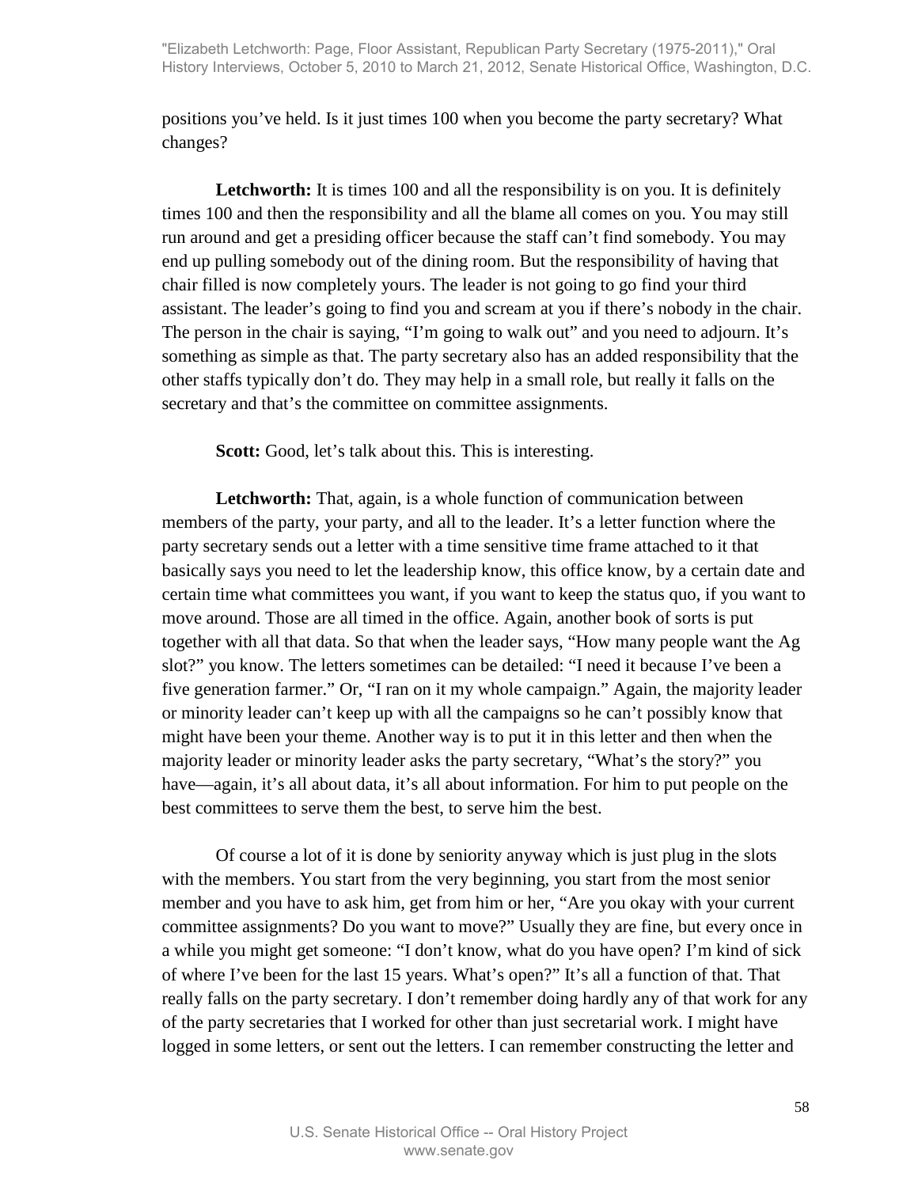positions you've held. Is it just times 100 when you become the party secretary? What changes?

**Letchworth:** It is times 100 and all the responsibility is on you. It is definitely times 100 and then the responsibility and all the blame all comes on you. You may still run around and get a presiding officer because the staff can't find somebody. You may end up pulling somebody out of the dining room. But the responsibility of having that chair filled is now completely yours. The leader is not going to go find your third assistant. The leader's going to find you and scream at you if there's nobody in the chair. The person in the chair is saying, "I'm going to walk out" and you need to adjourn. It's something as simple as that. The party secretary also has an added responsibility that the other staffs typically don't do. They may help in a small role, but really it falls on the secretary and that's the committee on committee assignments.

**Scott:** Good, let's talk about this. This is interesting.

**Letchworth:** That, again, is a whole function of communication between members of the party, your party, and all to the leader. It's a letter function where the party secretary sends out a letter with a time sensitive time frame attached to it that basically says you need to let the leadership know, this office know, by a certain date and certain time what committees you want, if you want to keep the status quo, if you want to move around. Those are all timed in the office. Again, another book of sorts is put together with all that data. So that when the leader says, "How many people want the Ag slot?" you know. The letters sometimes can be detailed: "I need it because I've been a five generation farmer." Or, "I ran on it my whole campaign." Again, the majority leader or minority leader can't keep up with all the campaigns so he can't possibly know that might have been your theme. Another way is to put it in this letter and then when the majority leader or minority leader asks the party secretary, "What's the story?" you have—again, it's all about data, it's all about information. For him to put people on the best committees to serve them the best, to serve him the best.

Of course a lot of it is done by seniority anyway which is just plug in the slots with the members. You start from the very beginning, you start from the most senior member and you have to ask him, get from him or her, "Are you okay with your current committee assignments? Do you want to move?" Usually they are fine, but every once in a while you might get someone: "I don't know, what do you have open? I'm kind of sick of where I've been for the last 15 years. What's open?" It's all a function of that. That really falls on the party secretary. I don't remember doing hardly any of that work for any of the party secretaries that I worked for other than just secretarial work. I might have logged in some letters, or sent out the letters. I can remember constructing the letter and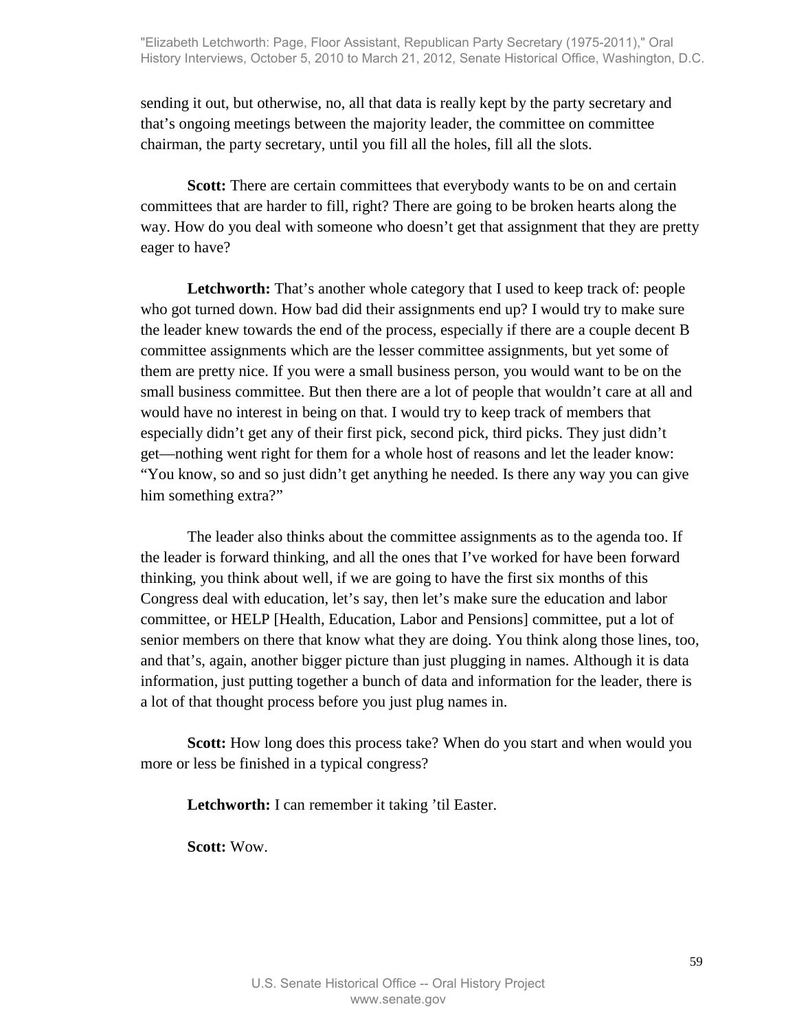sending it out, but otherwise, no, all that data is really kept by the party secretary and that's ongoing meetings between the majority leader, the committee on committee chairman, the party secretary, until you fill all the holes, fill all the slots.

**Scott:** There are certain committees that everybody wants to be on and certain committees that are harder to fill, right? There are going to be broken hearts along the way. How do you deal with someone who doesn't get that assignment that they are pretty eager to have?

**Letchworth:** That's another whole category that I used to keep track of: people who got turned down. How bad did their assignments end up? I would try to make sure the leader knew towards the end of the process, especially if there are a couple decent B committee assignments which are the lesser committee assignments, but yet some of them are pretty nice. If you were a small business person, you would want to be on the small business committee. But then there are a lot of people that wouldn't care at all and would have no interest in being on that. I would try to keep track of members that especially didn't get any of their first pick, second pick, third picks. They just didn't get—nothing went right for them for a whole host of reasons and let the leader know: "You know, so and so just didn't get anything he needed. Is there any way you can give him something extra?"

The leader also thinks about the committee assignments as to the agenda too. If the leader is forward thinking, and all the ones that I've worked for have been forward thinking, you think about well, if we are going to have the first six months of this Congress deal with education, let's say, then let's make sure the education and labor committee, or HELP [Health, Education, Labor and Pensions] committee, put a lot of senior members on there that know what they are doing. You think along those lines, too, and that's, again, another bigger picture than just plugging in names. Although it is data information, just putting together a bunch of data and information for the leader, there is a lot of that thought process before you just plug names in.

**Scott:** How long does this process take? When do you start and when would you more or less be finished in a typical congress?

**Letchworth:** I can remember it taking 'til Easter.

**Scott:** Wow.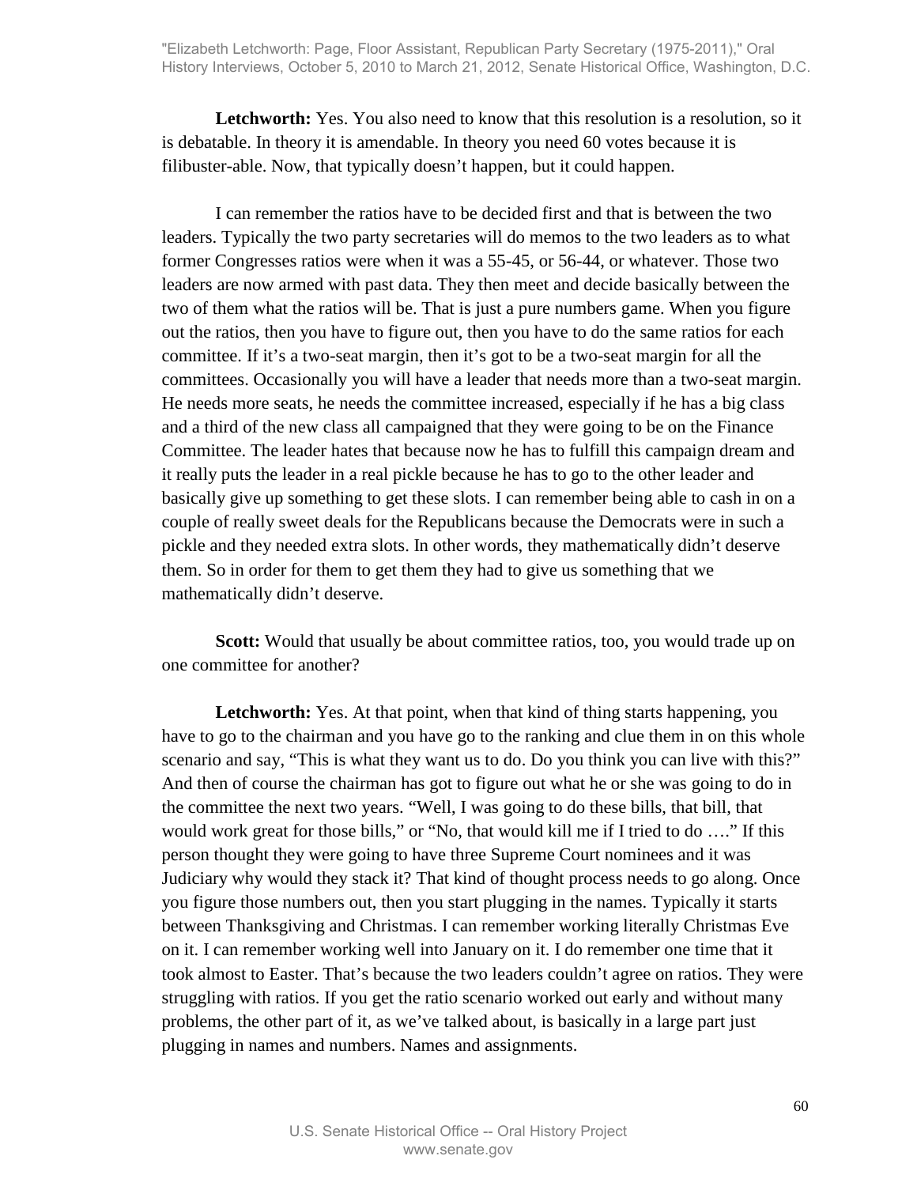**Letchworth:** Yes. You also need to know that this resolution is a resolution, so it is debatable. In theory it is amendable. In theory you need 60 votes because it is filibuster-able. Now, that typically doesn't happen, but it could happen.

I can remember the ratios have to be decided first and that is between the two leaders. Typically the two party secretaries will do memos to the two leaders as to what former Congresses ratios were when it was a 55-45, or 56-44, or whatever. Those two leaders are now armed with past data. They then meet and decide basically between the two of them what the ratios will be. That is just a pure numbers game. When you figure out the ratios, then you have to figure out, then you have to do the same ratios for each committee. If it's a two-seat margin, then it's got to be a two-seat margin for all the committees. Occasionally you will have a leader that needs more than a two-seat margin. He needs more seats, he needs the committee increased, especially if he has a big class and a third of the new class all campaigned that they were going to be on the Finance Committee. The leader hates that because now he has to fulfill this campaign dream and it really puts the leader in a real pickle because he has to go to the other leader and basically give up something to get these slots. I can remember being able to cash in on a couple of really sweet deals for the Republicans because the Democrats were in such a pickle and they needed extra slots. In other words, they mathematically didn't deserve them. So in order for them to get them they had to give us something that we mathematically didn't deserve.

**Scott:** Would that usually be about committee ratios, too, you would trade up on one committee for another?

**Letchworth:** Yes. At that point, when that kind of thing starts happening, you have to go to the chairman and you have go to the ranking and clue them in on this whole scenario and say, "This is what they want us to do. Do you think you can live with this?" And then of course the chairman has got to figure out what he or she was going to do in the committee the next two years. "Well, I was going to do these bills, that bill, that would work great for those bills," or "No, that would kill me if I tried to do …." If this person thought they were going to have three Supreme Court nominees and it was Judiciary why would they stack it? That kind of thought process needs to go along. Once you figure those numbers out, then you start plugging in the names. Typically it starts between Thanksgiving and Christmas. I can remember working literally Christmas Eve on it. I can remember working well into January on it. I do remember one time that it took almost to Easter. That's because the two leaders couldn't agree on ratios. They were struggling with ratios. If you get the ratio scenario worked out early and without many problems, the other part of it, as we've talked about, is basically in a large part just plugging in names and numbers. Names and assignments.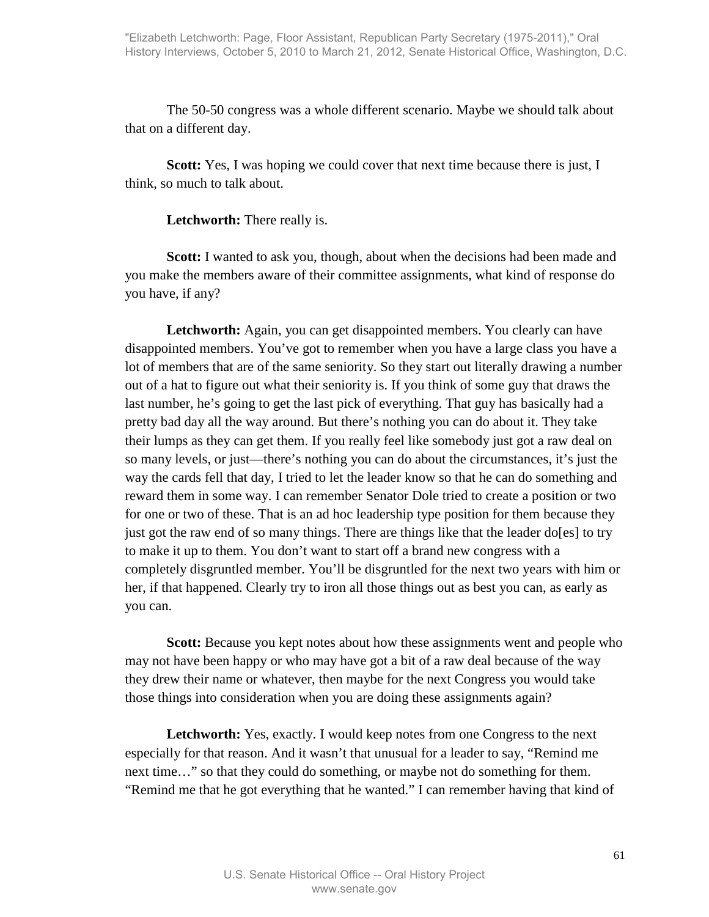The 50-50 congress was a whole different scenario. Maybe we should talk about that on a different day.

**Scott:** Yes, I was hoping we could cover that next time because there is just, I think, so much to talk about.

**Letchworth:** There really is.

**Scott:** I wanted to ask you, though, about when the decisions had been made and you make the members aware of their committee assignments, what kind of response do you have, if any?

**Letchworth:** Again, you can get disappointed members. You clearly can have disappointed members. You've got to remember when you have a large class you have a lot of members that are of the same seniority. So they start out literally drawing a number out of a hat to figure out what their seniority is. If you think of some guy that draws the last number, he's going to get the last pick of everything. That guy has basically had a pretty bad day all the way around. But there's nothing you can do about it. They take their lumps as they can get them. If you really feel like somebody just got a raw deal on so many levels, or just—there's nothing you can do about the circumstances, it's just the way the cards fell that day, I tried to let the leader know so that he can do something and reward them in some way. I can remember Senator Dole tried to create a position or two for one or two of these. That is an ad hoc leadership type position for them because they just got the raw end of so many things. There are things like that the leader do[es] to try to make it up to them. You don't want to start off a brand new congress with a completely disgruntled member. You'll be disgruntled for the next two years with him or her, if that happened. Clearly try to iron all those things out as best you can, as early as you can.

**Scott:** Because you kept notes about how these assignments went and people who may not have been happy or who may have got a bit of a raw deal because of the way they drew their name or whatever, then maybe for the next Congress you would take those things into consideration when you are doing these assignments again?

**Letchworth:** Yes, exactly. I would keep notes from one Congress to the next especially for that reason. And it wasn't that unusual for a leader to say, "Remind me next time…" so that they could do something, or maybe not do something for them. "Remind me that he got everything that he wanted." I can remember having that kind of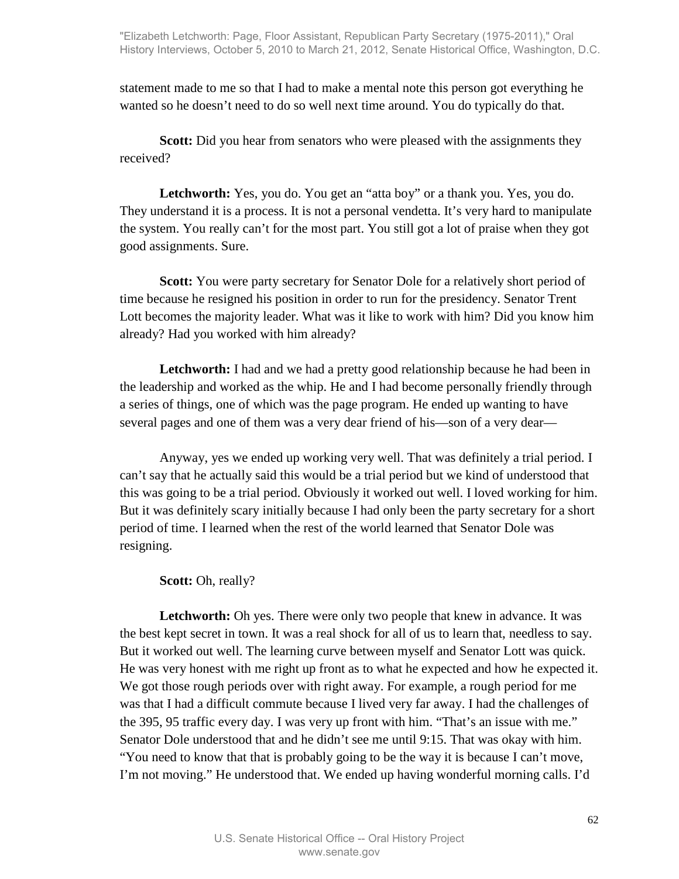statement made to me so that I had to make a mental note this person got everything he wanted so he doesn't need to do so well next time around. You do typically do that.

**Scott:** Did you hear from senators who were pleased with the assignments they received?

**Letchworth:** Yes, you do. You get an "atta boy" or a thank you. Yes, you do. They understand it is a process. It is not a personal vendetta. It's very hard to manipulate the system. You really can't for the most part. You still got a lot of praise when they got good assignments. Sure.

**Scott:** You were party secretary for Senator Dole for a relatively short period of time because he resigned his position in order to run for the presidency. Senator Trent Lott becomes the majority leader. What was it like to work with him? Did you know him already? Had you worked with him already?

**Letchworth:** I had and we had a pretty good relationship because he had been in the leadership and worked as the whip. He and I had become personally friendly through a series of things, one of which was the page program. He ended up wanting to have several pages and one of them was a very dear friend of his—son of a very dear—

Anyway, yes we ended up working very well. That was definitely a trial period. I can't say that he actually said this would be a trial period but we kind of understood that this was going to be a trial period. Obviously it worked out well. I loved working for him. But it was definitely scary initially because I had only been the party secretary for a short period of time. I learned when the rest of the world learned that Senator Dole was resigning.

**Scott:** Oh, really?

**Letchworth:** Oh yes. There were only two people that knew in advance. It was the best kept secret in town. It was a real shock for all of us to learn that, needless to say. But it worked out well. The learning curve between myself and Senator Lott was quick. He was very honest with me right up front as to what he expected and how he expected it. We got those rough periods over with right away. For example, a rough period for me was that I had a difficult commute because I lived very far away. I had the challenges of the 395, 95 traffic every day. I was very up front with him. "That's an issue with me." Senator Dole understood that and he didn't see me until 9:15. That was okay with him. "You need to know that that is probably going to be the way it is because I can't move, I'm not moving." He understood that. We ended up having wonderful morning calls. I'd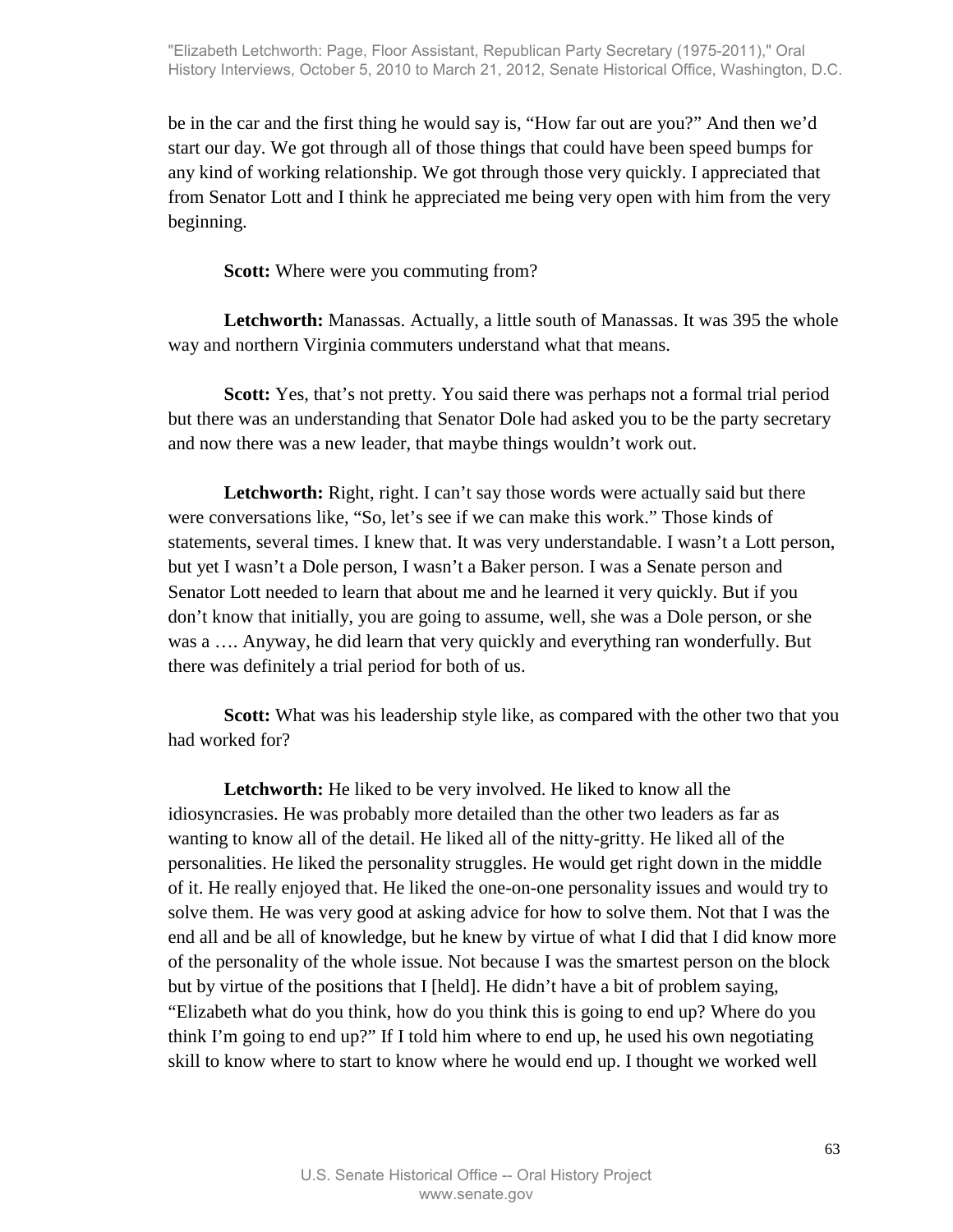be in the car and the first thing he would say is, "How far out are you?" And then we'd start our day. We got through all of those things that could have been speed bumps for any kind of working relationship. We got through those very quickly. I appreciated that from Senator Lott and I think he appreciated me being very open with him from the very beginning.

**Scott:** Where were you commuting from?

**Letchworth:** Manassas. Actually, a little south of Manassas. It was 395 the whole way and northern Virginia commuters understand what that means.

**Scott:** Yes, that's not pretty. You said there was perhaps not a formal trial period but there was an understanding that Senator Dole had asked you to be the party secretary and now there was a new leader, that maybe things wouldn't work out.

**Letchworth:** Right, right. I can't say those words were actually said but there were conversations like, "So, let's see if we can make this work." Those kinds of statements, several times. I knew that. It was very understandable. I wasn't a Lott person, but yet I wasn't a Dole person, I wasn't a Baker person. I was a Senate person and Senator Lott needed to learn that about me and he learned it very quickly. But if you don't know that initially, you are going to assume, well, she was a Dole person, or she was a …. Anyway, he did learn that very quickly and everything ran wonderfully. But there was definitely a trial period for both of us.

**Scott:** What was his leadership style like, as compared with the other two that you had worked for?

**Letchworth:** He liked to be very involved. He liked to know all the idiosyncrasies. He was probably more detailed than the other two leaders as far as wanting to know all of the detail. He liked all of the nitty-gritty. He liked all of the personalities. He liked the personality struggles. He would get right down in the middle of it. He really enjoyed that. He liked the one-on-one personality issues and would try to solve them. He was very good at asking advice for how to solve them. Not that I was the end all and be all of knowledge, but he knew by virtue of what I did that I did know more of the personality of the whole issue. Not because I was the smartest person on the block but by virtue of the positions that I [held]. He didn't have a bit of problem saying, "Elizabeth what do you think, how do you think this is going to end up? Where do you think I'm going to end up?" If I told him where to end up, he used his own negotiating skill to know where to start to know where he would end up. I thought we worked well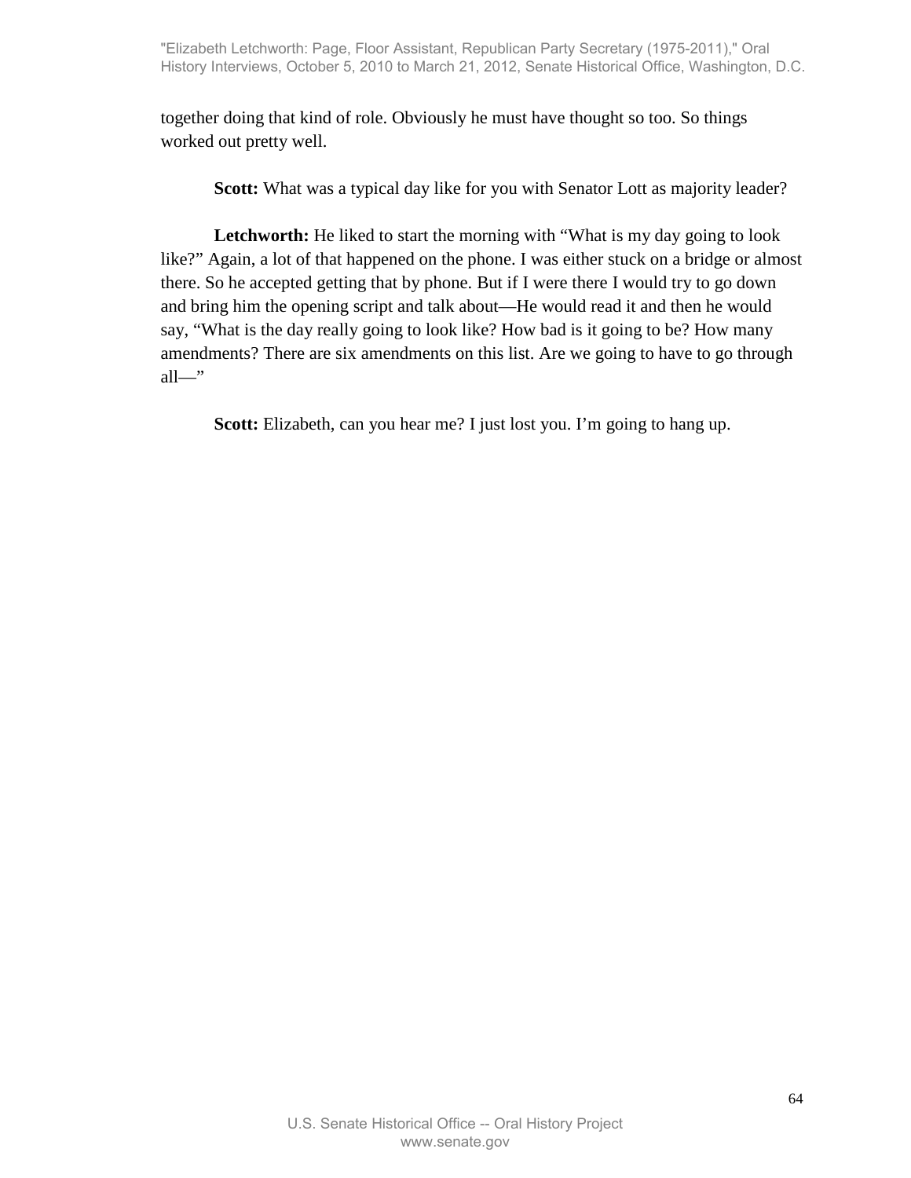together doing that kind of role. Obviously he must have thought so too. So things worked out pretty well.

**Scott:** What was a typical day like for you with Senator Lott as majority leader?

**Letchworth:** He liked to start the morning with "What is my day going to look like?" Again, a lot of that happened on the phone. I was either stuck on a bridge or almost there. So he accepted getting that by phone. But if I were there I would try to go down and bring him the opening script and talk about—He would read it and then he would say, "What is the day really going to look like? How bad is it going to be? How many amendments? There are six amendments on this list. Are we going to have to go through all—"

**Scott:** Elizabeth, can you hear me? I just lost you. I'm going to hang up.